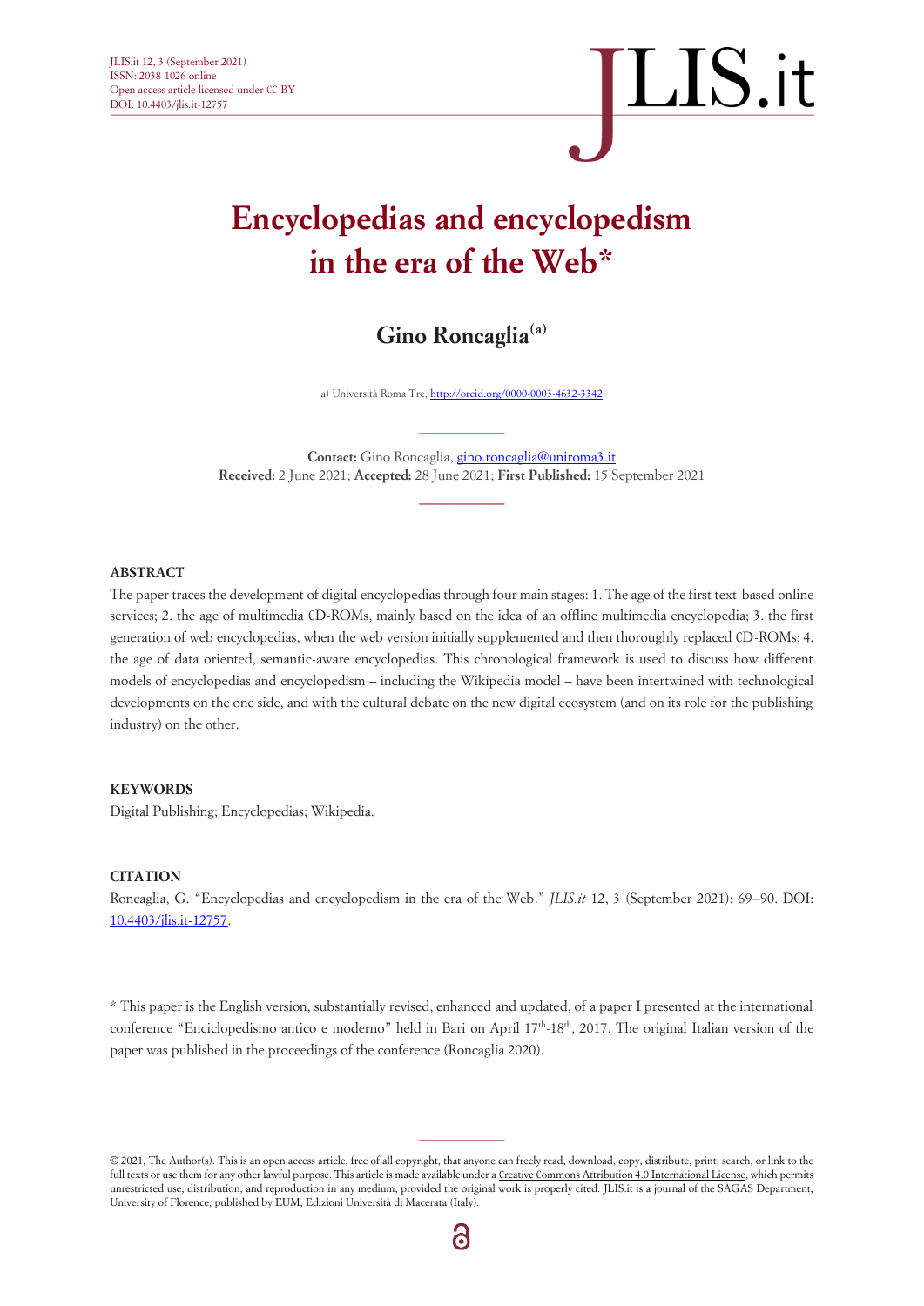# Encyclopedias and encyclopedism in the era of the Web*

**Gino Roncaglia**[a]

a) Università Roma Tre, http://orcid.org/0000-0003-4632-3342

**Contact:** Gino Roncaglia, gino.roncaglia@uniroma3.it
**Received:** 2 June 2021; **Accepted:** 28 June 2021; **First Published:** 15 September 2021

## ABSTRACT

The paper traces the development of digital encyclopedias through four main stages: 1. The age of the first text-based online services; 2. the age of multimedia CD-ROMs, mainly based on the idea of an offline multimedia encyclopedia; 3. the first generation of web encyclopedias, when the web version initially supplemented and then thoroughly replaced CD-ROMs; 4. the age of data oriented, semantic-aware encyclopedias. This chronological framework is used to discuss how different models of encyclopedias and encyclopedism – including the Wikipedia model – have been intertwined with technological developments on the one side, and with the cultural debate on the new digital ecosystem (and on its role for the publishing industry) on the other.

## KEYWORDS

Digital Publishing; Encyclopedias; Wikipedia.

## CITATION

Roncaglia, G. "Encyclopedias and encyclopedism in the era of the Web." *JLIS.it* 12, 3 (September 2021): 69–90. DOI: 10.4403/jlis.it-12757.

* This paper is the English version, substantially revised, enhanced and updated, of a paper I presented at the international conference "Enciclopedismo antico e moderno" held in Bari on April 17th-18th, 2017. The original Italian version of the paper was published in the proceedings of the conference (Roncaglia 2020).

© 2021, The Author(s). This is an open access article, free of all copyright, that anyone can freely read, download, copy, distribute, print, search, or link to the full texts or use them for any other lawful purpose. This article is made available under a Creative Commons Attribution 4.0 International License, which permits unrestricted use, distribution, and reproduction in any medium, provided the original work is properly cited. JLIS.it is a journal of the SAGAS Department, University of Florence, published by EUM, Edizioni Università di Macerata (Italy).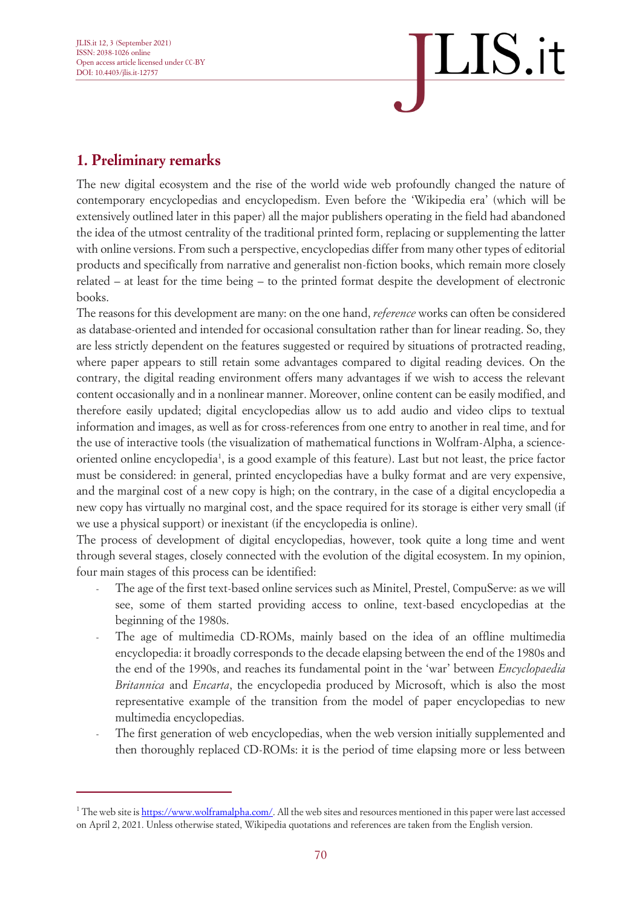## 1. Preliminary remarks

The new digital ecosystem and the rise of the world wide web profoundly changed the nature of contemporary encyclopedias and encyclopedism. Even before the 'Wikipedia era' (which will be extensively outlined later in this paper) all the major publishers operating in the field had abandoned the idea of the utmost centrality of the traditional printed form, replacing or supplementing the latter with online versions. From such a perspective, encyclopedias differ from many other types of editorial products and specifically from narrative and generalist non-fiction books, which remain more closely related – at least for the time being – to the printed format despite the development of electronic books.

The reasons for this development are many: on the one hand, *reference* works can often be considered as database-oriented and intended for occasional consultation rather than for linear reading. So, they are less strictly dependent on the features suggested or required by situations of protracted reading, where paper appears to still retain some advantages compared to digital reading devices. On the contrary, the digital reading environment offers many advantages if we wish to access the relevant content occasionally and in a nonlinear manner. Moreover, online content can be easily modified, and therefore easily updated; digital encyclopedias allow us to add audio and video clips to textual information and images, as well as for cross-references from one entry to another in real time, and for the use of interactive tools (the visualization of mathematical functions in Wolfram-Alpha, a science-oriented online encyclopedia[1], is a good example of this feature). Last but not least, the price factor must be considered: in general, printed encyclopedias have a bulky format and are very expensive, and the marginal cost of a new copy is high; on the contrary, in the case of a digital encyclopedia a new copy has virtually no marginal cost, and the space required for its storage is either very small (if we use a physical support) or inexistant (if the encyclopedia is online).

The process of development of digital encyclopedias, however, took quite a long time and went through several stages, closely connected with the evolution of the digital ecosystem. In my opinion, four main stages of this process can be identified:

- The age of the first text-based online services such as Minitel, Prestel, CompuServe: as we will see, some of them started providing access to online, text-based encyclopedias at the beginning of the 1980s.
- The age of multimedia CD-ROMs, mainly based on the idea of an offline multimedia encyclopedia: it broadly corresponds to the decade elapsing between the end of the 1980s and the end of the 1990s, and reaches its fundamental point in the 'war' between *Encyclopaedia Britannica* and *Encarta*, the encyclopedia produced by Microsoft, which is also the most representative example of the transition from the model of paper encyclopedias to new multimedia encyclopedias.
- The first generation of web encyclopedias, when the web version initially supplemented and then thoroughly replaced CD-ROMs: it is the period of time elapsing more or less between

[1] The web site is https://www.wolframalpha.com/. All the web sites and resources mentioned in this paper were last accessed on April 2, 2021. Unless otherwise stated, Wikipedia quotations and references are taken from the English version.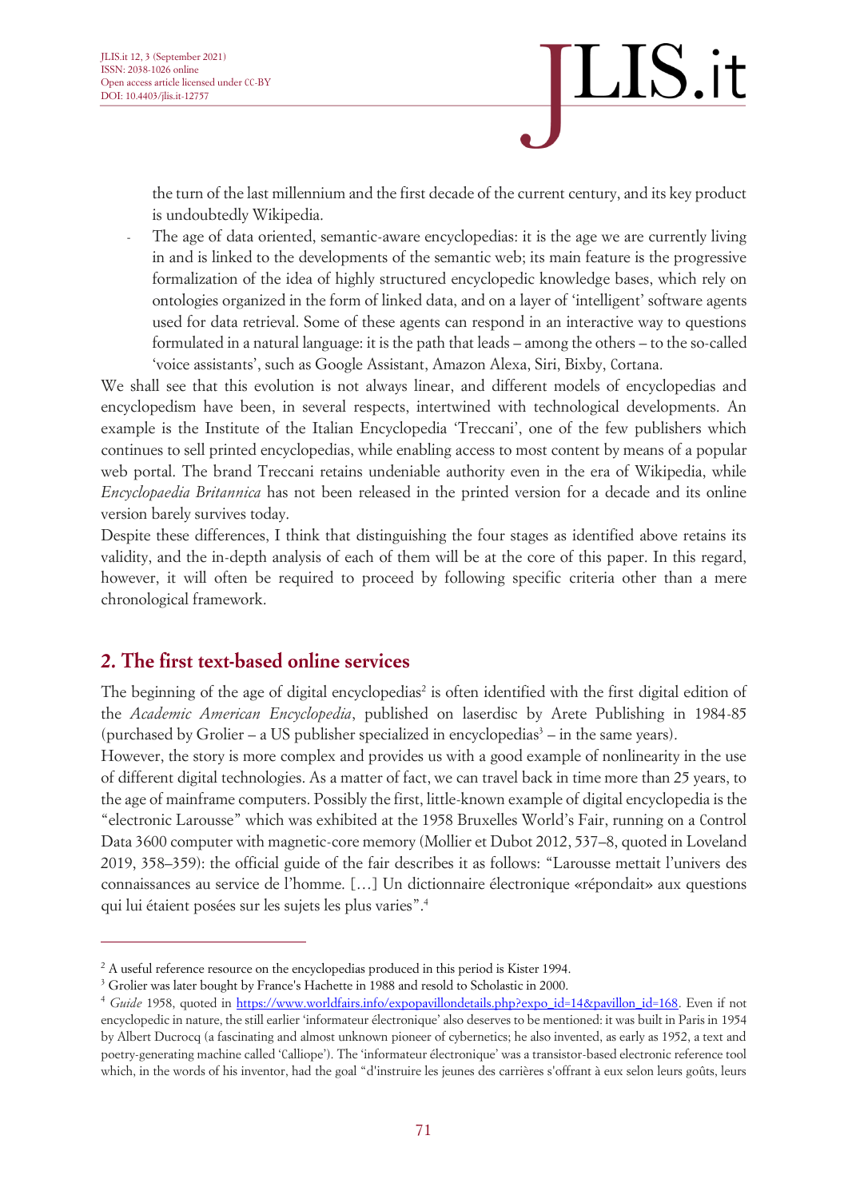the turn of the last millennium and the first decade of the current century, and its key product is undoubtedly Wikipedia.

- The age of data oriented, semantic-aware encyclopedias: it is the age we are currently living in and is linked to the developments of the semantic web; its main feature is the progressive formalization of the idea of highly structured encyclopedic knowledge bases, which rely on ontologies organized in the form of linked data, and on a layer of 'intelligent' software agents used for data retrieval. Some of these agents can respond in an interactive way to questions formulated in a natural language: it is the path that leads – among the others – to the so-called 'voice assistants', such as Google Assistant, Amazon Alexa, Siri, Bixby, Cortana.

We shall see that this evolution is not always linear, and different models of encyclopedias and encyclopedism have been, in several respects, intertwined with technological developments. An example is the Institute of the Italian Encyclopedia 'Treccani', one of the few publishers which continues to sell printed encyclopedias, while enabling access to most content by means of a popular web portal. The brand Treccani retains undeniable authority even in the era of Wikipedia, while *Encyclopaedia Britannica* has not been released in the printed version for a decade and its online version barely survives today.

Despite these differences, I think that distinguishing the four stages as identified above retains its validity, and the in-depth analysis of each of them will be at the core of this paper. In this regard, however, it will often be required to proceed by following specific criteria other than a mere chronological framework.

## 2. The first text-based online services

The beginning of the age of digital encyclopedias[2] is often identified with the first digital edition of the *Academic American Encyclopedia*, published on laserdisc by Arete Publishing in 1984-85 (purchased by Grolier – a US publisher specialized in encyclopedias[3] – in the same years).

However, the story is more complex and provides us with a good example of nonlinearity in the use of different digital technologies. As a matter of fact, we can travel back in time more than 25 years, to the age of mainframe computers. Possibly the first, little-known example of digital encyclopedia is the "electronic Larousse" which was exhibited at the 1958 Bruxelles World's Fair, running on a Control Data 3600 computer with magnetic-core memory (Mollier et Dubot 2012, 537–8, quoted in Loveland 2019, 358–359): the official guide of the fair describes it as follows: "Larousse mettait l'univers des connaissances au service de l'homme. […] Un dictionnaire électronique «répondait» aux questions qui lui étaient posées sur les sujets les plus varies".[4]

---

[2] A useful reference resource on the encyclopedias produced in this period is Kister 1994.

[3] Grolier was later bought by France's Hachette in 1988 and resold to Scholastic in 2000.

[4] *Guide* 1958, quoted in https://www.worldfairs.info/expopavillondetails.php?expo_id=14&pavillon_id=168. Even if not encyclopedic in nature, the still earlier 'informateur électronique' also deserves to be mentioned: it was built in Paris in 1954 by Albert Ducrocq (a fascinating and almost unknown pioneer of cybernetics; he also invented, as early as 1952, a text and poetry-generating machine called 'Calliope'). The 'informateur électronique' was a transistor-based electronic reference tool which, in the words of his inventor, had the goal "d'instruire les jeunes des carrières s'offrant à eux selon leurs goûts, leurs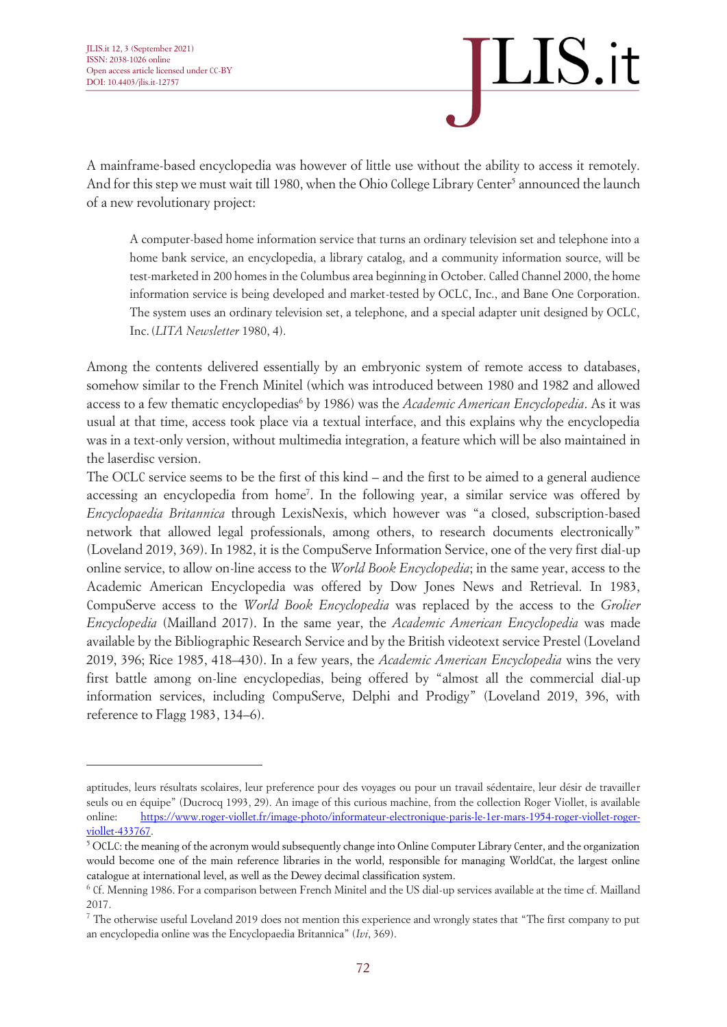A mainframe-based encyclopedia was however of little use without the ability to access it remotely. And for this step we must wait till 1980, when the Ohio College Library Center[5] announced the launch of a new revolutionary project:

> A computer-based home information service that turns an ordinary television set and telephone into a home bank service, an encyclopedia, a library catalog, and a community information source, will be test-marketed in 200 homes in the Columbus area beginning in October. Called Channel 2000, the home information service is being developed and market-tested by OCLC, Inc., and Bane One Corporation. The system uses an ordinary television set, a telephone, and a special adapter unit designed by OCLC, Inc. (*LITA Newsletter* 1980, 4).

Among the contents delivered essentially by an embryonic system of remote access to databases, somehow similar to the French Minitel (which was introduced between 1980 and 1982 and allowed access to a few thematic encyclopedias[6] by 1986) was the *Academic American Encyclopedia*. As it was usual at that time, access took place via a textual interface, and this explains why the encyclopedia was in a text-only version, without multimedia integration, a feature which will be also maintained in the laserdisc version.

The OCLC service seems to be the first of this kind – and the first to be aimed to a general audience accessing an encyclopedia from home[7]. In the following year, a similar service was offered by *Encyclopaedia Britannica* through LexisNexis, which however was "a closed, subscription-based network that allowed legal professionals, among others, to research documents electronically" (Loveland 2019, 369). In 1982, it is the CompuServe Information Service, one of the very first dial-up online service, to allow on-line access to the *World Book Encyclopedia*; in the same year, access to the Academic American Encyclopedia was offered by Dow Jones News and Retrieval. In 1983, CompuServe access to the *World Book Encyclopedia* was replaced by the access to the *Grolier Encyclopedia* (Mailland 2017). In the same year, the *Academic American Encyclopedia* was made available by the Bibliographic Research Service and by the British videotext service Prestel (Loveland 2019, 396; Rice 1985, 418–430). In a few years, the *Academic American Encyclopedia* wins the very first battle among on-line encyclopedias, being offered by "almost all the commercial dial-up information services, including CompuServe, Delphi and Prodigy" (Loveland 2019, 396, with reference to Flagg 1983, 134–6).

---

aptitudes, leurs résultats scolaires, leur preference pour des voyages ou pour un travail sédentaire, leur désir de travailler seuls ou en équipe" (Ducrocq 1993, 29). An image of this curious machine, from the collection Roger Viollet, is available online: https://www.roger-viollet.fr/image-photo/informateur-electronique-paris-le-1er-mars-1954-roger-viollet-roger-viollet-433767.

[5] OCLC: the meaning of the acronym would subsequently change into Online Computer Library Center, and the organization would become one of the main reference libraries in the world, responsible for managing WorldCat, the largest online catalogue at international level, as well as the Dewey decimal classification system.

[6] Cf. Menning 1986. For a comparison between French Minitel and the US dial-up services available at the time cf. Mailland 2017.

[7] The otherwise useful Loveland 2019 does not mention this experience and wrongly states that "The first company to put an encyclopedia online was the Encyclopaedia Britannica" (*Ivi*, 369).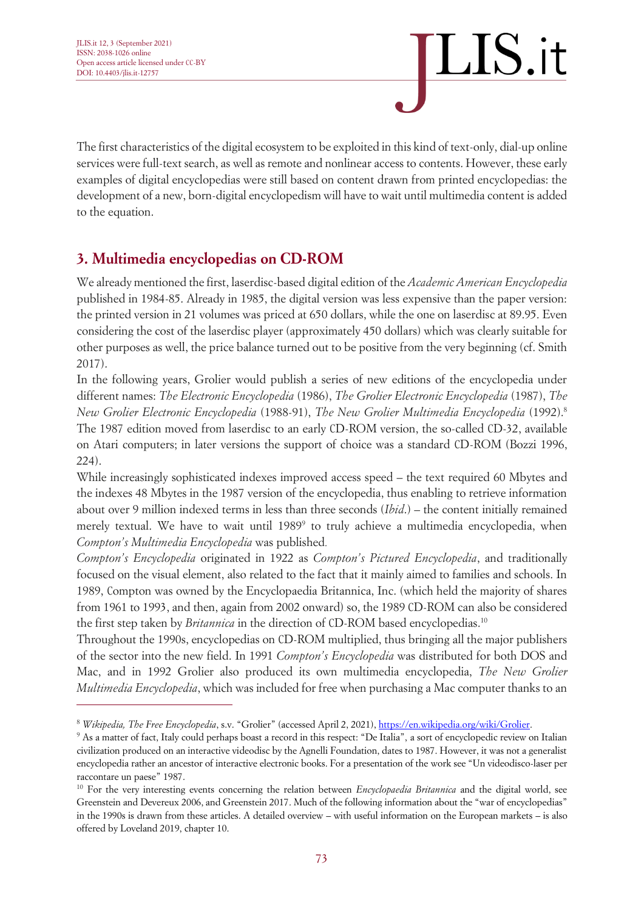The first characteristics of the digital ecosystem to be exploited in this kind of text-only, dial-up online services were full-text search, as well as remote and nonlinear access to contents. However, these early examples of digital encyclopedias were still based on content drawn from printed encyclopedias: the development of a new, born-digital encyclopedism will have to wait until multimedia content is added to the equation.

## 3. Multimedia encyclopedias on CD-ROM

We already mentioned the first, laserdisc-based digital edition of the *Academic American Encyclopedia* published in 1984-85. Already in 1985, the digital version was less expensive than the paper version: the printed version in 21 volumes was priced at 650 dollars, while the one on laserdisc at 89.95. Even considering the cost of the laserdisc player (approximately 450 dollars) which was clearly suitable for other purposes as well, the price balance turned out to be positive from the very beginning (cf. Smith 2017).

In the following years, Grolier would publish a series of new editions of the encyclopedia under different names: *The Electronic Encyclopedia* (1986), *The Grolier Electronic Encyclopedia* (1987), *The New Grolier Electronic Encyclopedia* (1988-91), *The New Grolier Multimedia Encyclopedia* (1992).[8] The 1987 edition moved from laserdisc to an early CD-ROM version, the so-called CD-32, available on Atari computers; in later versions the support of choice was a standard CD-ROM (Bozzi 1996, 224).

While increasingly sophisticated indexes improved access speed – the text required 60 Mbytes and the indexes 48 Mbytes in the 1987 version of the encyclopedia, thus enabling to retrieve information about over 9 million indexed terms in less than three seconds (*Ibid*.) – the content initially remained merely textual. We have to wait until 1989[9] to truly achieve a multimedia encyclopedia, when *Compton's Multimedia Encyclopedia* was published.

*Compton's Encyclopedia* originated in 1922 as *Compton's Pictured Encyclopedia*, and traditionally focused on the visual element, also related to the fact that it mainly aimed to families and schools. In 1989, Compton was owned by the Encyclopaedia Britannica, Inc. (which held the majority of shares from 1961 to 1993, and then, again from 2002 onward) so, the 1989 CD-ROM can also be considered the first step taken by *Britannica* in the direction of CD-ROM based encyclopedias.[10]

Throughout the 1990s, encyclopedias on CD-ROM multiplied, thus bringing all the major publishers of the sector into the new field. In 1991 *Compton's Encyclopedia* was distributed for both DOS and Mac, and in 1992 Grolier also produced its own multimedia encyclopedia, *The New Grolier Multimedia Encyclopedia*, which was included for free when purchasing a Mac computer thanks to an

---

[8] *Wikipedia, The Free Encyclopedia*, s.v. "Grolier" (accessed April 2, 2021), https://en.wikipedia.org/wiki/Grolier.

[9] As a matter of fact, Italy could perhaps boast a record in this respect: "De Italia", a sort of encyclopedic review on Italian civilization produced on an interactive videodisc by the Agnelli Foundation, dates to 1987. However, it was not a generalist encyclopedia rather an ancestor of interactive electronic books. For a presentation of the work see "Un videodisco-laser per raccontare un paese" 1987.

[10] For the very interesting events concerning the relation between *Encyclopaedia Britannica* and the digital world, see Greenstein and Devereux 2006, and Greenstein 2017. Much of the following information about the "war of encyclopedias" in the 1990s is drawn from these articles. A detailed overview – with useful information on the European markets – is also offered by Loveland 2019, chapter 10.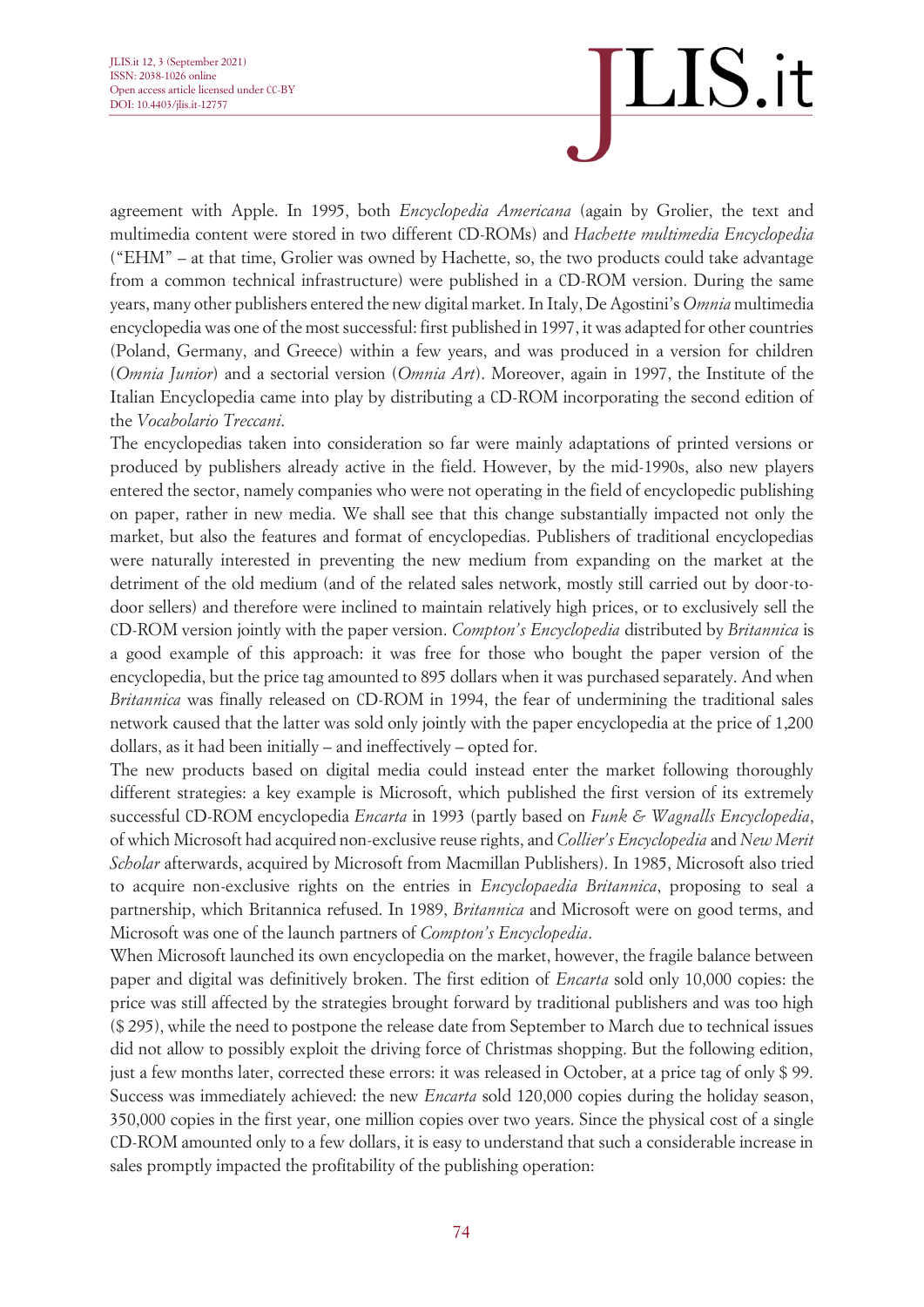agreement with Apple. In 1995, both *Encyclopedia Americana* (again by Grolier, the text and multimedia content were stored in two different CD-ROMs) and *Hachette multimedia Encyclopedia* ("EHM" – at that time, Grolier was owned by Hachette, so, the two products could take advantage from a common technical infrastructure) were published in a CD-ROM version. During the same years, many other publishers entered the new digital market. In Italy, De Agostini's *Omnia* multimedia encyclopedia was one of the most successful: first published in 1997, it was adapted for other countries (Poland, Germany, and Greece) within a few years, and was produced in a version for children (*Omnia Junior*) and a sectorial version (*Omnia Art*). Moreover, again in 1997, the Institute of the Italian Encyclopedia came into play by distributing a CD-ROM incorporating the second edition of the *Vocabolario Treccani*.

The encyclopedias taken into consideration so far were mainly adaptations of printed versions or produced by publishers already active in the field. However, by the mid-1990s, also new players entered the sector, namely companies who were not operating in the field of encyclopedic publishing on paper, rather in new media. We shall see that this change substantially impacted not only the market, but also the features and format of encyclopedias. Publishers of traditional encyclopedias were naturally interested in preventing the new medium from expanding on the market at the detriment of the old medium (and of the related sales network, mostly still carried out by door-to-door sellers) and therefore were inclined to maintain relatively high prices, or to exclusively sell the CD-ROM version jointly with the paper version. *Compton's Encyclopedia* distributed by *Britannica* is a good example of this approach: it was free for those who bought the paper version of the encyclopedia, but the price tag amounted to 895 dollars when it was purchased separately. And when *Britannica* was finally released on CD-ROM in 1994, the fear of undermining the traditional sales network caused that the latter was sold only jointly with the paper encyclopedia at the price of 1,200 dollars, as it had been initially – and ineffectively – opted for.

The new products based on digital media could instead enter the market following thoroughly different strategies: a key example is Microsoft, which published the first version of its extremely successful CD-ROM encyclopedia *Encarta* in 1993 (partly based on *Funk & Wagnalls Encyclopedia*, of which Microsoft had acquired non-exclusive reuse rights, and *Collier's Encyclopedia* and *New Merit Scholar* afterwards, acquired by Microsoft from Macmillan Publishers). In 1985, Microsoft also tried to acquire non-exclusive rights on the entries in *Encyclopaedia Britannica*, proposing to seal a partnership, which Britannica refused. In 1989, *Britannica* and Microsoft were on good terms, and Microsoft was one of the launch partners of *Compton's Encyclopedia*.

When Microsoft launched its own encyclopedia on the market, however, the fragile balance between paper and digital was definitively broken. The first edition of *Encarta* sold only 10,000 copies: the price was still affected by the strategies brought forward by traditional publishers and was too high ($ 295), while the need to postpone the release date from September to March due to technical issues did not allow to possibly exploit the driving force of Christmas shopping. But the following edition, just a few months later, corrected these errors: it was released in October, at a price tag of only $ 99. Success was immediately achieved: the new *Encarta* sold 120,000 copies during the holiday season, 350,000 copies in the first year, one million copies over two years. Since the physical cost of a single CD-ROM amounted only to a few dollars, it is easy to understand that such a considerable increase in sales promptly impacted the profitability of the publishing operation: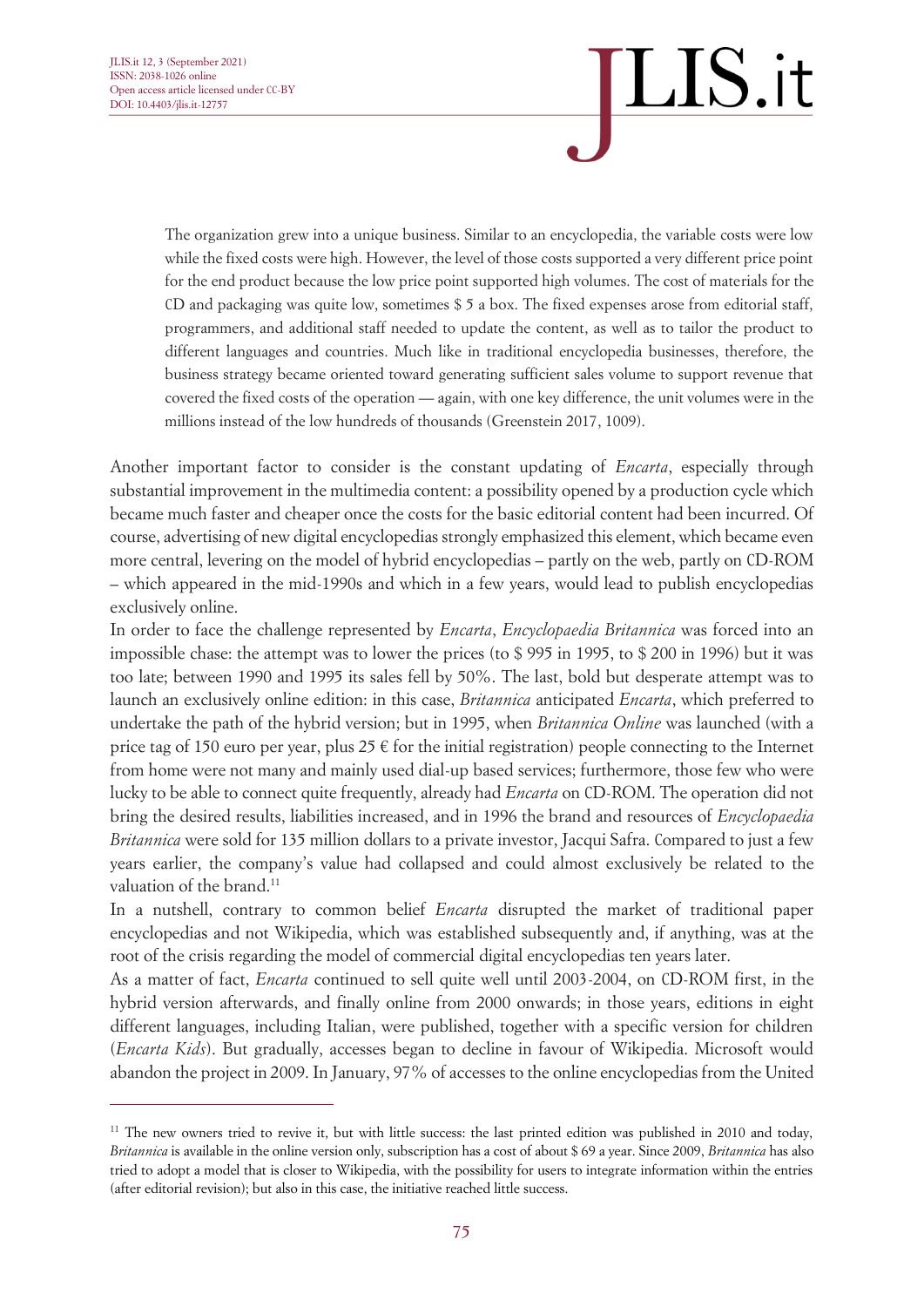> The organization grew into a unique business. Similar to an encyclopedia, the variable costs were low while the fixed costs were high. However, the level of those costs supported a very different price point for the end product because the low price point supported high volumes. The cost of materials for the CD and packaging was quite low, sometimes $ 5 a box. The fixed expenses arose from editorial staff, programmers, and additional staff needed to update the content, as well as to tailor the product to different languages and countries. Much like in traditional encyclopedia businesses, therefore, the business strategy became oriented toward generating sufficient sales volume to support revenue that covered the fixed costs of the operation — again, with one key difference, the unit volumes were in the millions instead of the low hundreds of thousands (Greenstein 2017, 1009).

Another important factor to consider is the constant updating of *Encarta*, especially through substantial improvement in the multimedia content: a possibility opened by a production cycle which became much faster and cheaper once the costs for the basic editorial content had been incurred. Of course, advertising of new digital encyclopedias strongly emphasized this element, which became even more central, levering on the model of hybrid encyclopedias – partly on the web, partly on CD-ROM – which appeared in the mid-1990s and which in a few years, would lead to publish encyclopedias exclusively online.

In order to face the challenge represented by *Encarta*, *Encyclopaedia Britannica* was forced into an impossible chase: the attempt was to lower the prices (to $ 995 in 1995, to $ 200 in 1996) but it was too late; between 1990 and 1995 its sales fell by 50%. The last, bold but desperate attempt was to launch an exclusively online edition: in this case, *Britannica* anticipated *Encarta*, which preferred to undertake the path of the hybrid version; but in 1995, when *Britannica Online* was launched (with a price tag of 150 euro per year, plus 25 € for the initial registration) people connecting to the Internet from home were not many and mainly used dial-up based services; furthermore, those few who were lucky to be able to connect quite frequently, already had *Encarta* on CD-ROM. The operation did not bring the desired results, liabilities increased, and in 1996 the brand and resources of *Encyclopaedia Britannica* were sold for 135 million dollars to a private investor, Jacqui Safra. Compared to just a few years earlier, the company's value had collapsed and could almost exclusively be related to the valuation of the brand.[11]

In a nutshell, contrary to common belief *Encarta* disrupted the market of traditional paper encyclopedias and not Wikipedia, which was established subsequently and, if anything, was at the root of the crisis regarding the model of commercial digital encyclopedias ten years later.

As a matter of fact, *Encarta* continued to sell quite well until 2003-2004, on CD-ROM first, in the hybrid version afterwards, and finally online from 2000 onwards; in those years, editions in eight different languages, including Italian, were published, together with a specific version for children (*Encarta Kids*). But gradually, accesses began to decline in favour of Wikipedia. Microsoft would abandon the project in 2009. In January, 97% of accesses to the online encyclopedias from the United

[11] The new owners tried to revive it, but with little success: the last printed edition was published in 2010 and today, *Britannica* is available in the online version only, subscription has a cost of about $ 69 a year. Since 2009, *Britannica* has also tried to adopt a model that is closer to Wikipedia, with the possibility for users to integrate information within the entries (after editorial revision); but also in this case, the initiative reached little success.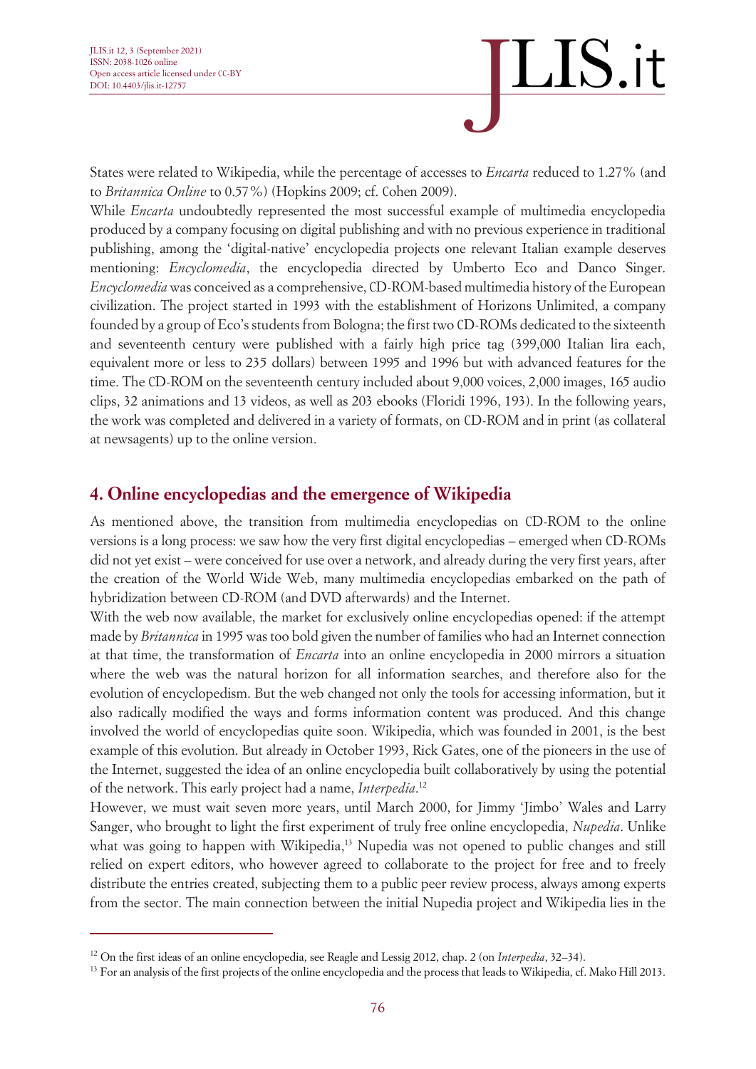States were related to Wikipedia, while the percentage of accesses to *Encarta* reduced to 1.27% (and to *Britannica Online* to 0.57%) (Hopkins 2009; cf. Cohen 2009).

While *Encarta* undoubtedly represented the most successful example of multimedia encyclopedia produced by a company focusing on digital publishing and with no previous experience in traditional publishing, among the 'digital-native' encyclopedia projects one relevant Italian example deserves mentioning: *Encyclomedia*, the encyclopedia directed by Umberto Eco and Danco Singer. *Encyclomedia* was conceived as a comprehensive, CD-ROM-based multimedia history of the European civilization. The project started in 1993 with the establishment of Horizons Unlimited, a company founded by a group of Eco's students from Bologna; the first two CD-ROMs dedicated to the sixteenth and seventeenth century were published with a fairly high price tag (399,000 Italian lira each, equivalent more or less to 235 dollars) between 1995 and 1996 but with advanced features for the time. The CD-ROM on the seventeenth century included about 9,000 voices, 2,000 images, 165 audio clips, 32 animations and 13 videos, as well as 203 ebooks (Floridi 1996, 193). In the following years, the work was completed and delivered in a variety of formats, on CD-ROM and in print (as collateral at newsagents) up to the online version.

## 4. Online encyclopedias and the emergence of Wikipedia

As mentioned above, the transition from multimedia encyclopedias on CD-ROM to the online versions is a long process: we saw how the very first digital encyclopedias – emerged when CD-ROMs did not yet exist – were conceived for use over a network, and already during the very first years, after the creation of the World Wide Web, many multimedia encyclopedias embarked on the path of hybridization between CD-ROM (and DVD afterwards) and the Internet.

With the web now available, the market for exclusively online encyclopedias opened: if the attempt made by *Britannica* in 1995 was too bold given the number of families who had an Internet connection at that time, the transformation of *Encarta* into an online encyclopedia in 2000 mirrors a situation where the web was the natural horizon for all information searches, and therefore also for the evolution of encyclopedism. But the web changed not only the tools for accessing information, but it also radically modified the ways and forms information content was produced. And this change involved the world of encyclopedias quite soon. Wikipedia, which was founded in 2001, is the best example of this evolution. But already in October 1993, Rick Gates, one of the pioneers in the use of the Internet, suggested the idea of an online encyclopedia built collaboratively by using the potential of the network. This early project had a name, *Interpedia*.[12]

However, we must wait seven more years, until March 2000, for Jimmy 'Jimbo' Wales and Larry Sanger, who brought to light the first experiment of truly free online encyclopedia, *Nupedia*. Unlike what was going to happen with Wikipedia,[13] Nupedia was not opened to public changes and still relied on expert editors, who however agreed to collaborate to the project for free and to freely distribute the entries created, subjecting them to a public peer review process, always among experts from the sector. The main connection between the initial Nupedia project and Wikipedia lies in the

---

[12] On the first ideas of an online encyclopedia, see Reagle and Lessig 2012, chap. 2 (on *Interpedia*, 32–34).

[13] For an analysis of the first projects of the online encyclopedia and the process that leads to Wikipedia, cf. Mako Hill 2013.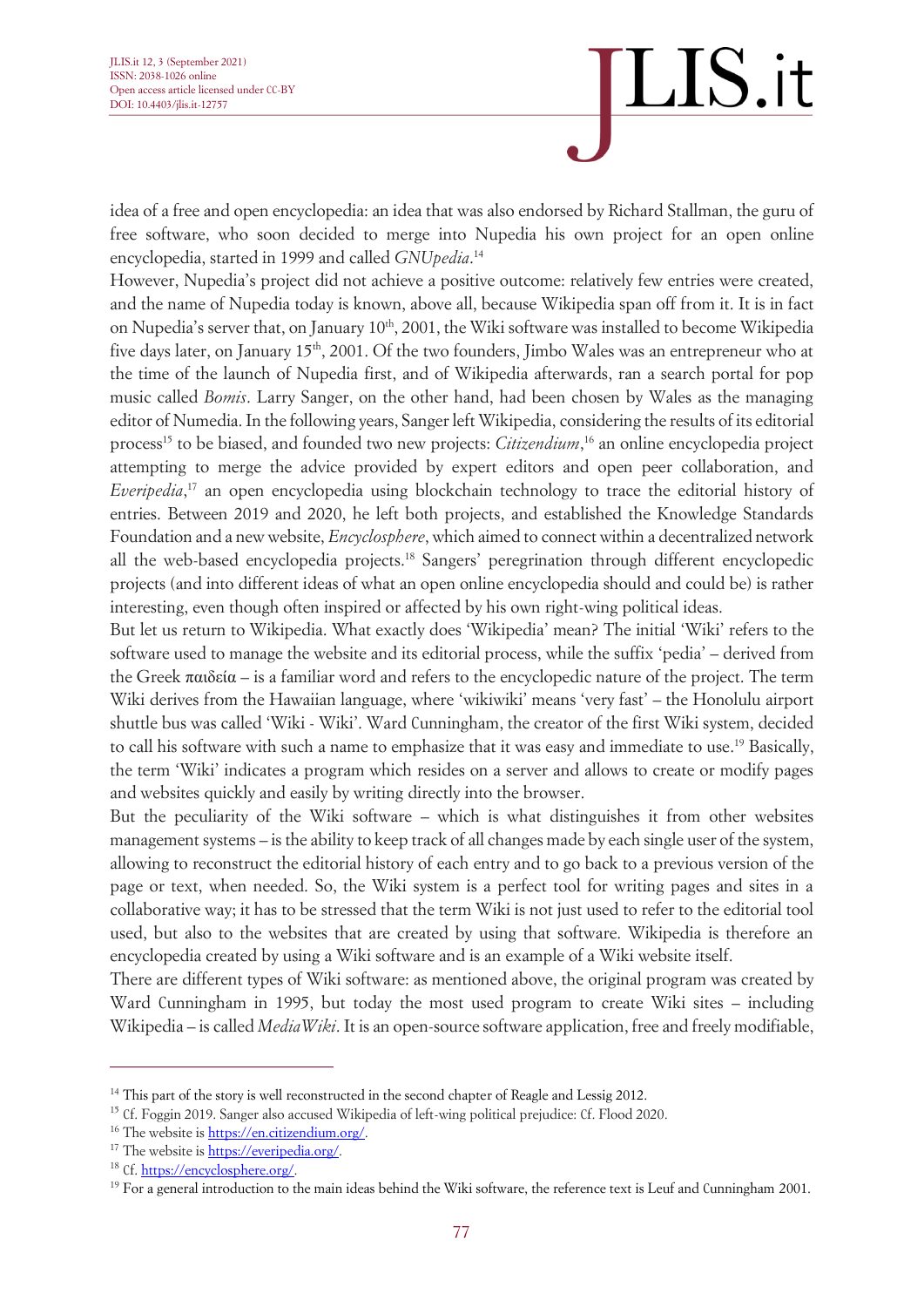idea of a free and open encyclopedia: an idea that was also endorsed by Richard Stallman, the guru of free software, who soon decided to merge into Nupedia his own project for an open online encyclopedia, started in 1999 and called *GNUpedia*.[14]

However, Nupedia's project did not achieve a positive outcome: relatively few entries were created, and the name of Nupedia today is known, above all, because Wikipedia span off from it. It is in fact on Nupedia's server that, on January 10th, 2001, the Wiki software was installed to become Wikipedia five days later, on January 15th, 2001. Of the two founders, Jimbo Wales was an entrepreneur who at the time of the launch of Nupedia first, and of Wikipedia afterwards, ran a search portal for pop music called *Bomis*. Larry Sanger, on the other hand, had been chosen by Wales as the managing editor of Numedia. In the following years, Sanger left Wikipedia, considering the results of its editorial process[15] to be biased, and founded two new projects: *Citizendium*,[16] an online encyclopedia project attempting to merge the advice provided by expert editors and open peer collaboration, and *Everipedia*,[17] an open encyclopedia using blockchain technology to trace the editorial history of entries. Between 2019 and 2020, he left both projects, and established the Knowledge Standards Foundation and a new website, *Encyclosphere*, which aimed to connect within a decentralized network all the web-based encyclopedia projects.[18] Sangers' peregrination through different encyclopedic projects (and into different ideas of what an open online encyclopedia should and could be) is rather interesting, even though often inspired or affected by his own right-wing political ideas.

But let us return to Wikipedia. What exactly does 'Wikipedia' mean? The initial 'Wiki' refers to the software used to manage the website and its editorial process, while the suffix 'pedia' – derived from the Greek παιδεία – is a familiar word and refers to the encyclopedic nature of the project. The term Wiki derives from the Hawaiian language, where 'wikiwiki' means 'very fast' – the Honolulu airport shuttle bus was called 'Wiki - Wiki'. Ward Cunningham, the creator of the first Wiki system, decided to call his software with such a name to emphasize that it was easy and immediate to use.[19] Basically, the term 'Wiki' indicates a program which resides on a server and allows to create or modify pages and websites quickly and easily by writing directly into the browser.

But the peculiarity of the Wiki software – which is what distinguishes it from other websites management systems – is the ability to keep track of all changes made by each single user of the system, allowing to reconstruct the editorial history of each entry and to go back to a previous version of the page or text, when needed. So, the Wiki system is a perfect tool for writing pages and sites in a collaborative way; it has to be stressed that the term Wiki is not just used to refer to the editorial tool used, but also to the websites that are created by using that software. Wikipedia is therefore an encyclopedia created by using a Wiki software and is an example of a Wiki website itself.

There are different types of Wiki software: as mentioned above, the original program was created by Ward Cunningham in 1995, but today the most used program to create Wiki sites – including Wikipedia – is called *MediaWiki*. It is an open-source software application, free and freely modifiable,

---

[14] This part of the story is well reconstructed in the second chapter of Reagle and Lessig 2012.

[15] Cf. Foggin 2019. Sanger also accused Wikipedia of left-wing political prejudice: Cf. Flood 2020.

[16] The website is https://en.citizendium.org/.

[17] The website is https://everipedia.org/.

[18] Cf. https://encyclosphere.org/.

[19] For a general introduction to the main ideas behind the Wiki software, the reference text is Leuf and Cunningham 2001.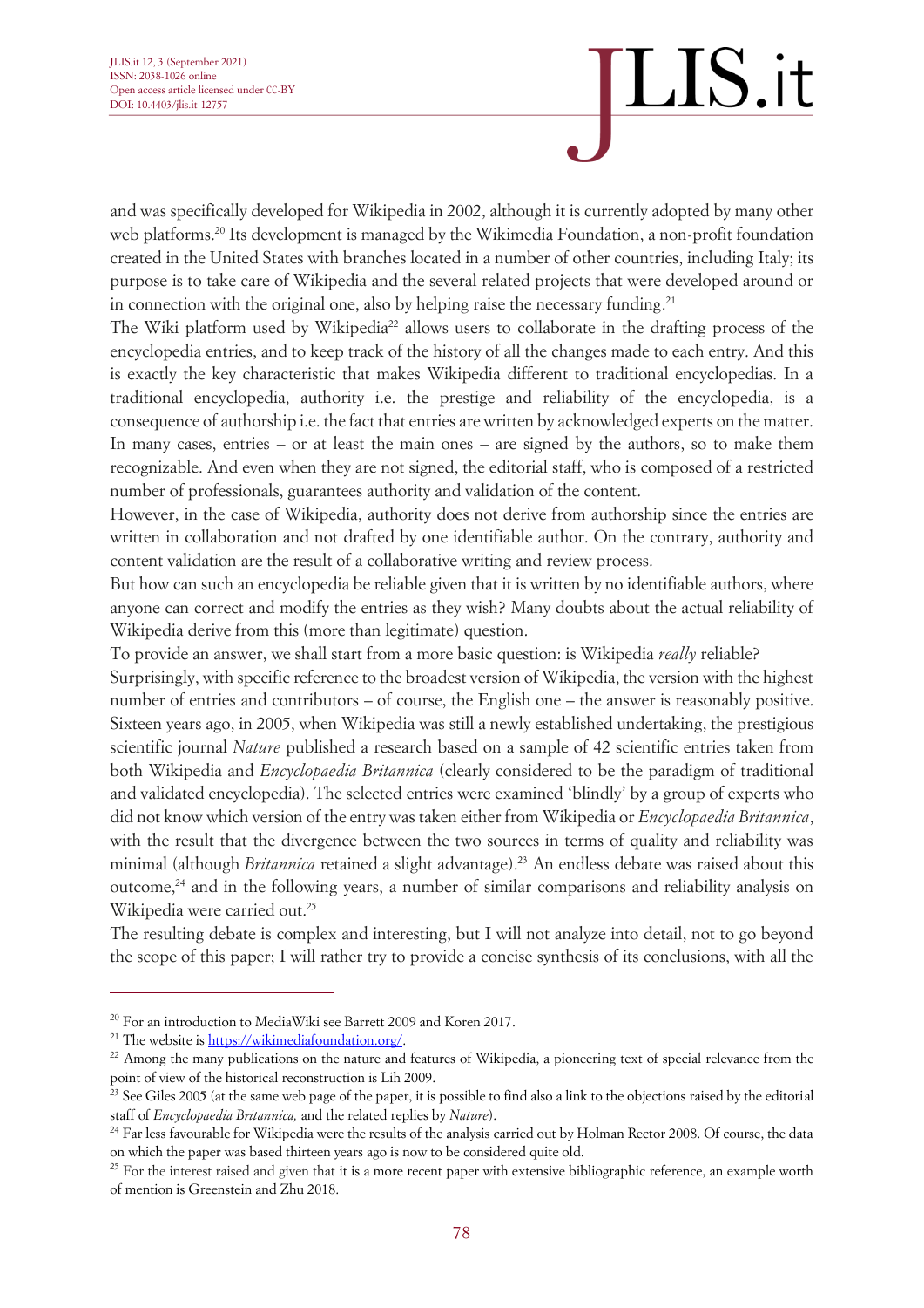and was specifically developed for Wikipedia in 2002, although it is currently adopted by many other web platforms.[20] Its development is managed by the Wikimedia Foundation, a non-profit foundation created in the United States with branches located in a number of other countries, including Italy; its purpose is to take care of Wikipedia and the several related projects that were developed around or in connection with the original one, also by helping raise the necessary funding.[21]

The Wiki platform used by Wikipedia[22] allows users to collaborate in the drafting process of the encyclopedia entries, and to keep track of the history of all the changes made to each entry. And this is exactly the key characteristic that makes Wikipedia different to traditional encyclopedias. In a traditional encyclopedia, authority i.e. the prestige and reliability of the encyclopedia, is a consequence of authorship i.e. the fact that entries are written by acknowledged experts on the matter. In many cases, entries – or at least the main ones – are signed by the authors, so to make them recognizable. And even when they are not signed, the editorial staff, who is composed of a restricted number of professionals, guarantees authority and validation of the content.

However, in the case of Wikipedia, authority does not derive from authorship since the entries are written in collaboration and not drafted by one identifiable author. On the contrary, authority and content validation are the result of a collaborative writing and review process.

But how can such an encyclopedia be reliable given that it is written by no identifiable authors, where anyone can correct and modify the entries as they wish? Many doubts about the actual reliability of Wikipedia derive from this (more than legitimate) question.

To provide an answer, we shall start from a more basic question: is Wikipedia *really* reliable?

Surprisingly, with specific reference to the broadest version of Wikipedia, the version with the highest number of entries and contributors – of course, the English one – the answer is reasonably positive. Sixteen years ago, in 2005, when Wikipedia was still a newly established undertaking, the prestigious scientific journal *Nature* published a research based on a sample of 42 scientific entries taken from both Wikipedia and *Encyclopaedia Britannica* (clearly considered to be the paradigm of traditional and validated encyclopedia). The selected entries were examined 'blindly' by a group of experts who did not know which version of the entry was taken either from Wikipedia or *Encyclopaedia Britannica*, with the result that the divergence between the two sources in terms of quality and reliability was minimal (although *Britannica* retained a slight advantage).[23] An endless debate was raised about this outcome,[24] and in the following years, a number of similar comparisons and reliability analysis on Wikipedia were carried out.[25]

The resulting debate is complex and interesting, but I will not analyze into detail, not to go beyond the scope of this paper; I will rather try to provide a concise synthesis of its conclusions, with all the

---

[20] For an introduction to MediaWiki see Barrett 2009 and Koren 2017.

[21] The website is https://wikimediafoundation.org/.

[22] Among the many publications on the nature and features of Wikipedia, a pioneering text of special relevance from the point of view of the historical reconstruction is Lih 2009.

[23] See Giles 2005 (at the same web page of the paper, it is possible to find also a link to the objections raised by the editorial staff of *Encyclopaedia Britannica,* and the related replies by *Nature*).

[24] Far less favourable for Wikipedia were the results of the analysis carried out by Holman Rector 2008. Of course, the data on which the paper was based thirteen years ago is now to be considered quite old.

[25] For the interest raised and given that it is a more recent paper with extensive bibliographic reference, an example worth of mention is Greenstein and Zhu 2018.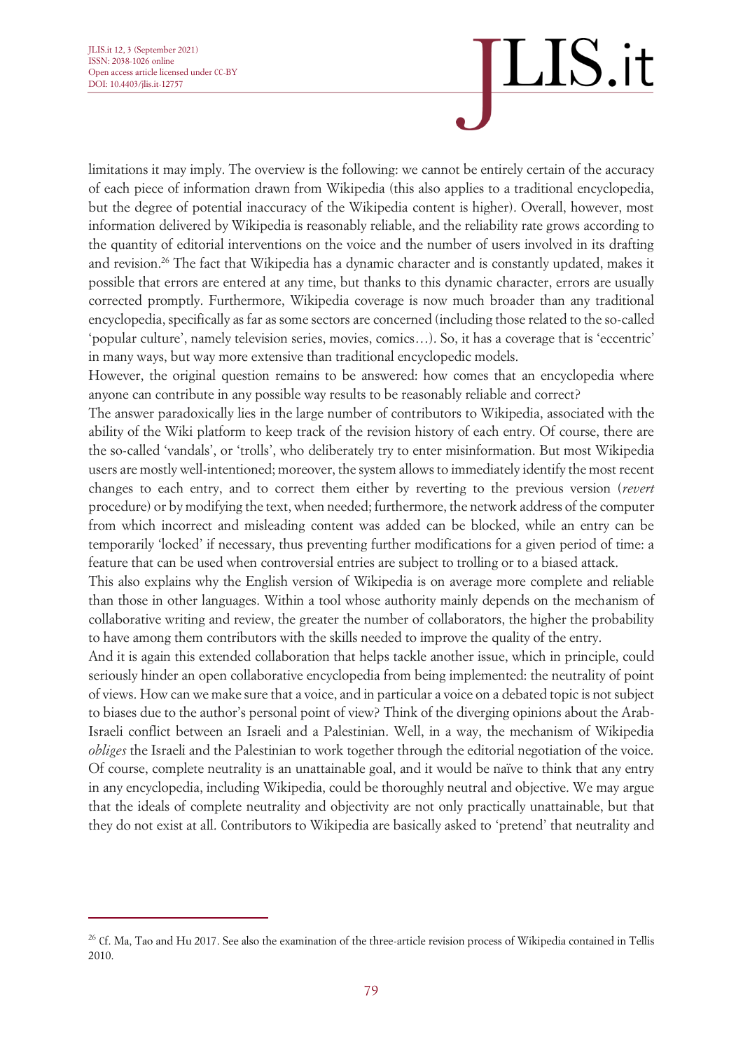limitations it may imply. The overview is the following: we cannot be entirely certain of the accuracy of each piece of information drawn from Wikipedia (this also applies to a traditional encyclopedia, but the degree of potential inaccuracy of the Wikipedia content is higher). Overall, however, most information delivered by Wikipedia is reasonably reliable, and the reliability rate grows according to the quantity of editorial interventions on the voice and the number of users involved in its drafting and revision.[26] The fact that Wikipedia has a dynamic character and is constantly updated, makes it possible that errors are entered at any time, but thanks to this dynamic character, errors are usually corrected promptly. Furthermore, Wikipedia coverage is now much broader than any traditional encyclopedia, specifically as far as some sectors are concerned (including those related to the so-called 'popular culture', namely television series, movies, comics…). So, it has a coverage that is 'eccentric' in many ways, but way more extensive than traditional encyclopedic models.

However, the original question remains to be answered: how comes that an encyclopedia where anyone can contribute in any possible way results to be reasonably reliable and correct?

The answer paradoxically lies in the large number of contributors to Wikipedia, associated with the ability of the Wiki platform to keep track of the revision history of each entry. Of course, there are the so-called 'vandals', or 'trolls', who deliberately try to enter misinformation. But most Wikipedia users are mostly well-intentioned; moreover, the system allows to immediately identify the most recent changes to each entry, and to correct them either by reverting to the previous version (*revert* procedure) or by modifying the text, when needed; furthermore, the network address of the computer from which incorrect and misleading content was added can be blocked, while an entry can be temporarily 'locked' if necessary, thus preventing further modifications for a given period of time: a feature that can be used when controversial entries are subject to trolling or to a biased attack.

This also explains why the English version of Wikipedia is on average more complete and reliable than those in other languages. Within a tool whose authority mainly depends on the mechanism of collaborative writing and review, the greater the number of collaborators, the higher the probability to have among them contributors with the skills needed to improve the quality of the entry.

And it is again this extended collaboration that helps tackle another issue, which in principle, could seriously hinder an open collaborative encyclopedia from being implemented: the neutrality of point of views. How can we make sure that a voice, and in particular a voice on a debated topic is not subject to biases due to the author's personal point of view? Think of the diverging opinions about the Arab-Israeli conflict between an Israeli and a Palestinian. Well, in a way, the mechanism of Wikipedia *obliges* the Israeli and the Palestinian to work together through the editorial negotiation of the voice. Of course, complete neutrality is an unattainable goal, and it would be naïve to think that any entry in any encyclopedia, including Wikipedia, could be thoroughly neutral and objective. We may argue that the ideals of complete neutrality and objectivity are not only practically unattainable, but that they do not exist at all. Contributors to Wikipedia are basically asked to 'pretend' that neutrality and

---

[26] Cf. Ma, Tao and Hu 2017. See also the examination of the three-article revision process of Wikipedia contained in Tellis 2010.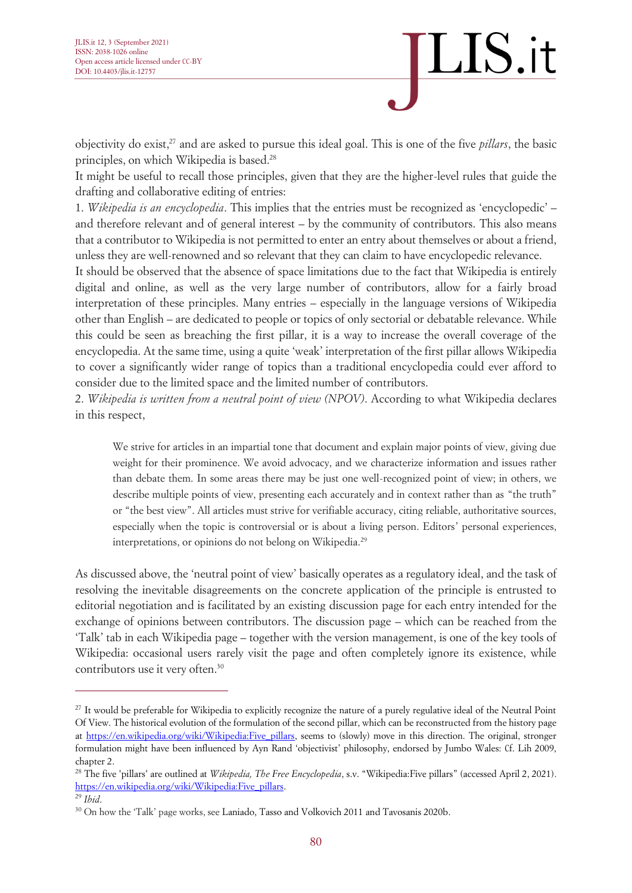objectivity do exist,[27] and are asked to pursue this ideal goal. This is one of the five *pillars*, the basic principles, on which Wikipedia is based.[28]

It might be useful to recall those principles, given that they are the higher-level rules that guide the drafting and collaborative editing of entries:

1. *Wikipedia is an encyclopedia*. This implies that the entries must be recognized as 'encyclopedic' – and therefore relevant and of general interest – by the community of contributors. This also means that a contributor to Wikipedia is not permitted to enter an entry about themselves or about a friend, unless they are well-renowned and so relevant that they can claim to have encyclopedic relevance.

It should be observed that the absence of space limitations due to the fact that Wikipedia is entirely digital and online, as well as the very large number of contributors, allow for a fairly broad interpretation of these principles. Many entries – especially in the language versions of Wikipedia other than English – are dedicated to people or topics of only sectorial or debatable relevance. While this could be seen as breaching the first pillar, it is a way to increase the overall coverage of the encyclopedia. At the same time, using a quite 'weak' interpretation of the first pillar allows Wikipedia to cover a significantly wider range of topics than a traditional encyclopedia could ever afford to consider due to the limited space and the limited number of contributors.

2. *Wikipedia is written from a neutral point of view (NPOV)*. According to what Wikipedia declares in this respect,

> We strive for articles in an impartial tone that document and explain major points of view, giving due weight for their prominence. We avoid advocacy, and we characterize information and issues rather than debate them. In some areas there may be just one well-recognized point of view; in others, we describe multiple points of view, presenting each accurately and in context rather than as "the truth" or "the best view". All articles must strive for verifiable accuracy, citing reliable, authoritative sources, especially when the topic is controversial or is about a living person. Editors' personal experiences, interpretations, or opinions do not belong on Wikipedia.[29]

As discussed above, the 'neutral point of view' basically operates as a regulatory ideal, and the task of resolving the inevitable disagreements on the concrete application of the principle is entrusted to editorial negotiation and is facilitated by an existing discussion page for each entry intended for the exchange of opinions between contributors. The discussion page – which can be reached from the 'Talk' tab in each Wikipedia page – together with the version management, is one of the key tools of Wikipedia: occasional users rarely visit the page and often completely ignore its existence, while contributors use it very often.[30]

---

[27] It would be preferable for Wikipedia to explicitly recognize the nature of a purely regulative ideal of the Neutral Point Of View. The historical evolution of the formulation of the second pillar, which can be reconstructed from the history page at https://en.wikipedia.org/wiki/Wikipedia:Five_pillars, seems to (slowly) move in this direction. The original, stronger formulation might have been influenced by Ayn Rand 'objectivist' philosophy, endorsed by Jumbo Wales: Cf. Lih 2009, chapter 2.

[28] The five 'pillars' are outlined at *Wikipedia, The Free Encyclopedia*, s.v. "Wikipedia:Five pillars" (accessed April 2, 2021). https://en.wikipedia.org/wiki/Wikipedia:Five_pillars.

[29] *Ibid.*

[30] On how the 'Talk' page works, see Laniado, Tasso and Volkovich 2011 and Tavosanis 2020b.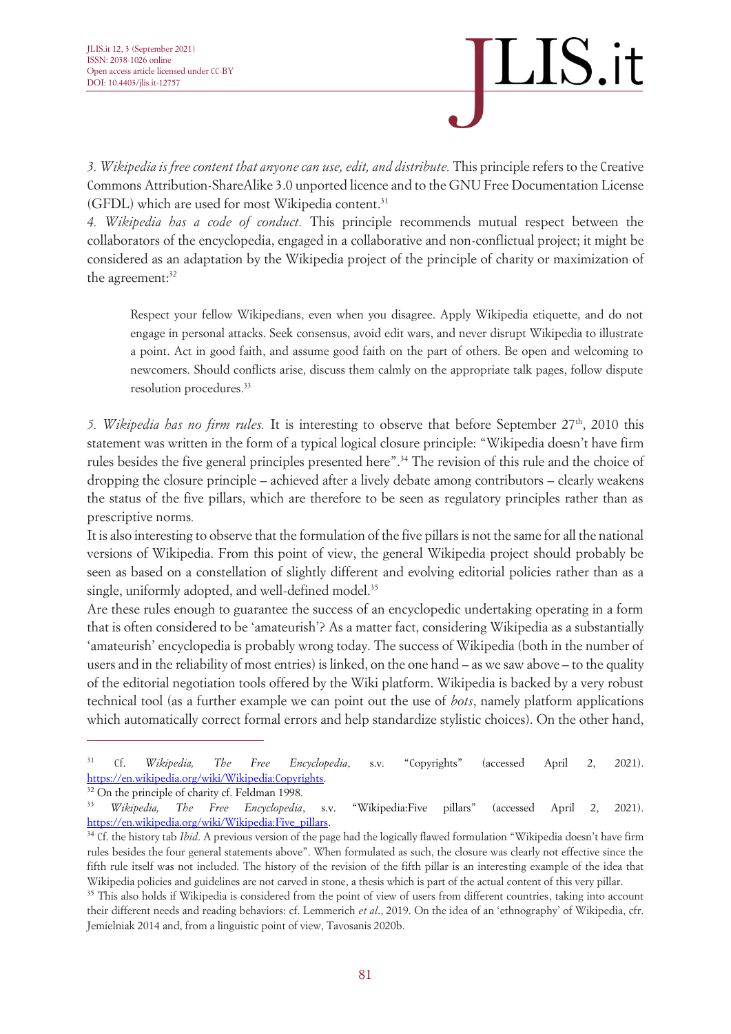*3. Wikipedia is free content that anyone can use, edit, and distribute.* This principle refers to the Creative Commons Attribution-ShareAlike 3.0 unported licence and to the GNU Free Documentation License (GFDL) which are used for most Wikipedia content.[31]

*4. Wikipedia has a code of conduct.* This principle recommends mutual respect between the collaborators of the encyclopedia, engaged in a collaborative and non-conflictual project; it might be considered as an adaptation by the Wikipedia project of the principle of charity or maximization of the agreement:[32]

> Respect your fellow Wikipedians, even when you disagree. Apply Wikipedia etiquette, and do not engage in personal attacks. Seek consensus, avoid edit wars, and never disrupt Wikipedia to illustrate a point. Act in good faith, and assume good faith on the part of others. Be open and welcoming to newcomers. Should conflicts arise, discuss them calmly on the appropriate talk pages, follow dispute resolution procedures.[33]

*5. Wikipedia has no firm rules.* It is interesting to observe that before September 27th, 2010 this statement was written in the form of a typical logical closure principle: "Wikipedia doesn't have firm rules besides the five general principles presented here".[34] The revision of this rule and the choice of dropping the closure principle – achieved after a lively debate among contributors – clearly weakens the status of the five pillars, which are therefore to be seen as regulatory principles rather than as prescriptive norms.

It is also interesting to observe that the formulation of the five pillars is not the same for all the national versions of Wikipedia. From this point of view, the general Wikipedia project should probably be seen as based on a constellation of slightly different and evolving editorial policies rather than as a single, uniformly adopted, and well-defined model.[35]

Are these rules enough to guarantee the success of an encyclopedic undertaking operating in a form that is often considered to be 'amateurish'? As a matter fact, considering Wikipedia as a substantially 'amateurish' encyclopedia is probably wrong today. The success of Wikipedia (both in the number of users and in the reliability of most entries) is linked, on the one hand – as we saw above – to the quality of the editorial negotiation tools offered by the Wiki platform. Wikipedia is backed by a very robust technical tool (as a further example we can point out the use of *bots*, namely platform applications which automatically correct formal errors and help standardize stylistic choices). On the other hand,

---

[31] Cf. *Wikipedia, The Free Encyclopedia*, s.v. "Copyrights" (accessed April 2, 2021). https://en.wikipedia.org/wiki/Wikipedia:Copyrights.

[32] On the principle of charity cf. Feldman 1998.

[33] *Wikipedia, The Free Encyclopedia*, s.v. "Wikipedia:Five pillars" (accessed April 2, 2021). https://en.wikipedia.org/wiki/Wikipedia:Five_pillars.

[34] Cf. the history tab *Ibid*. A previous version of the page had the logically flawed formulation "Wikipedia doesn't have firm rules besides the four general statements above". When formulated as such, the closure was clearly not effective since the fifth rule itself was not included. The history of the revision of the fifth pillar is an interesting example of the idea that Wikipedia policies and guidelines are not carved in stone, a thesis which is part of the actual content of this very pillar.

[35] This also holds if Wikipedia is considered from the point of view of users from different countries, taking into account their different needs and reading behaviors: cf. Lemmerich *et al.*, 2019. On the idea of an 'ethnography' of Wikipedia, cfr. Jemielniak 2014 and, from a linguistic point of view, Tavosanis 2020b.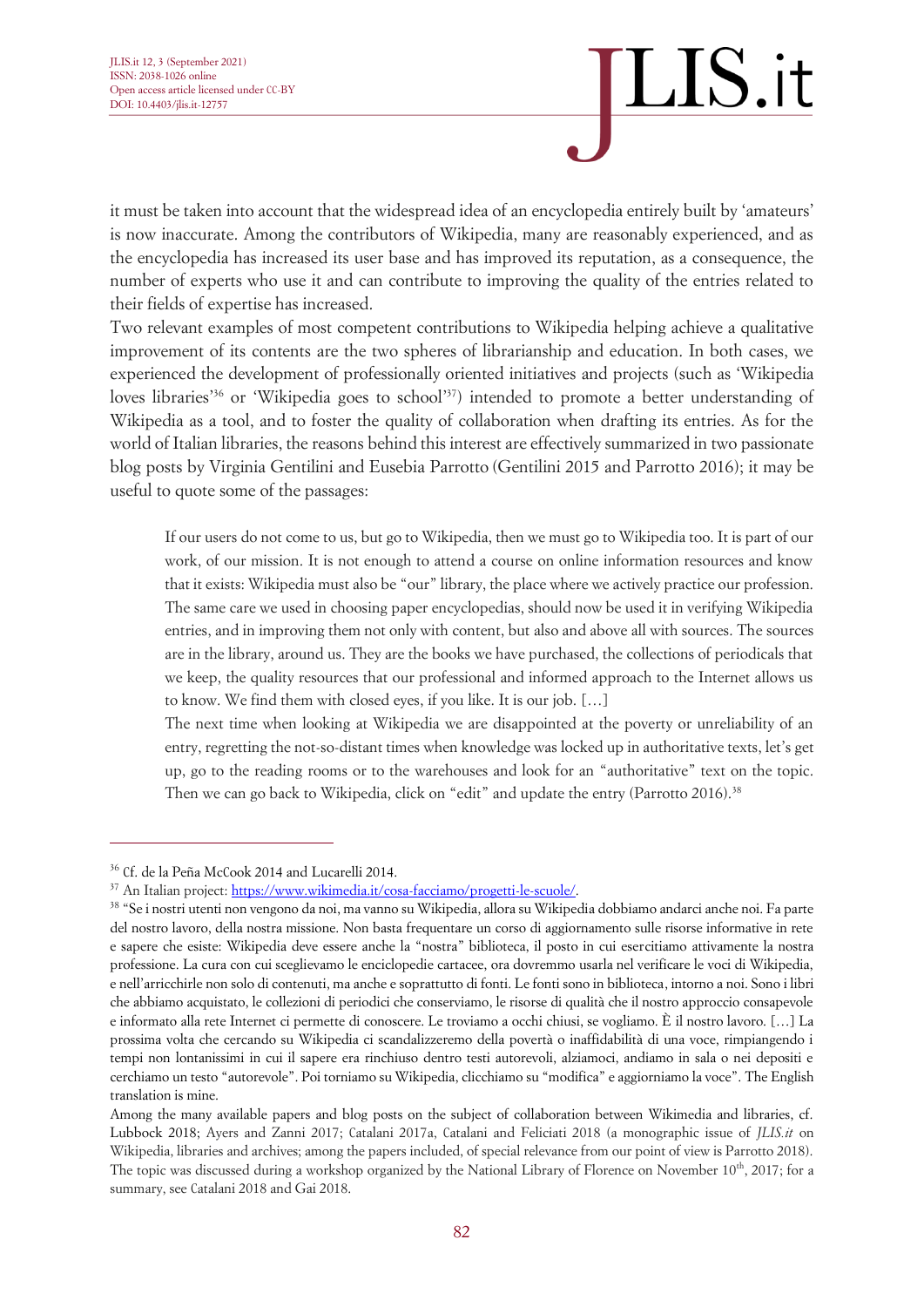it must be taken into account that the widespread idea of an encyclopedia entirely built by 'amateurs' is now inaccurate. Among the contributors of Wikipedia, many are reasonably experienced, and as the encyclopedia has increased its user base and has improved its reputation, as a consequence, the number of experts who use it and can contribute to improving the quality of the entries related to their fields of expertise has increased.

Two relevant examples of most competent contributions to Wikipedia helping achieve a qualitative improvement of its contents are the two spheres of librarianship and education. In both cases, we experienced the development of professionally oriented initiatives and projects (such as 'Wikipedia loves libraries'[36] or 'Wikipedia goes to school'[37]) intended to promote a better understanding of Wikipedia as a tool, and to foster the quality of collaboration when drafting its entries. As for the world of Italian libraries, the reasons behind this interest are effectively summarized in two passionate blog posts by Virginia Gentilini and Eusebia Parrotto (Gentilini 2015 and Parrotto 2016); it may be useful to quote some of the passages:

> If our users do not come to us, but go to Wikipedia, then we must go to Wikipedia too. It is part of our work, of our mission. It is not enough to attend a course on online information resources and know that it exists: Wikipedia must also be "our" library, the place where we actively practice our profession. The same care we used in choosing paper encyclopedias, should now be used it in verifying Wikipedia entries, and in improving them not only with content, but also and above all with sources. The sources are in the library, around us. They are the books we have purchased, the collections of periodicals that we keep, the quality resources that our professional and informed approach to the Internet allows us to know. We find them with closed eyes, if you like. It is our job. […]
>
> The next time when looking at Wikipedia we are disappointed at the poverty or unreliability of an entry, regretting the not-so-distant times when knowledge was locked up in authoritative texts, let's get up, go to the reading rooms or to the warehouses and look for an "authoritative" text on the topic. Then we can go back to Wikipedia, click on "edit" and update the entry (Parrotto 2016).[38]

---

[36] Cf. de la Peña McCook 2014 and Lucarelli 2014.

[37] An Italian project: https://www.wikimedia.it/cosa-facciamo/progetti-le-scuole/.

[38] "Se i nostri utenti non vengono da noi, ma vanno su Wikipedia, allora su Wikipedia dobbiamo andarci anche noi. Fa parte del nostro lavoro, della nostra missione. Non basta frequentare un corso di aggiornamento sulle risorse informative in rete e sapere che esiste: Wikipedia deve essere anche la "nostra" biblioteca, il posto in cui esercitiamo attivamente la nostra professione. La cura con cui sceglievamo le enciclopedie cartacee, ora dovremmo usarla nel verificare le voci di Wikipedia, e nell'arricchirle non solo di contenuti, ma anche e soprattutto di fonti. Le fonti sono in biblioteca, intorno a noi. Sono i libri che abbiamo acquistato, le collezioni di periodici che conserviamo, le risorse di qualità che il nostro approccio consapevole e informato alla rete Internet ci permette di conoscere. Le troviamo a occhi chiusi, se vogliamo. È il nostro lavoro. […] La prossima volta che cercando su Wikipedia ci scandalizzeremo della povertà o inaffidabilità di una voce, rimpiangendo i tempi non lontanissimi in cui il sapere era rinchiuso dentro testi autorevoli, alziamoci, andiamo in sala o nei depositi e cerchiamo un testo "autorevole". Poi torniamo su Wikipedia, clicchiamo su "modifica" e aggiorniamo la voce". The English translation is mine.

Among the many available papers and blog posts on the subject of collaboration between Wikimedia and libraries, cf. Lubbock 2018; Ayers and Zanni 2017; Catalani 2017a, Catalani and Feliciati 2018 (a monographic issue of *JLIS.it* on Wikipedia, libraries and archives; among the papers included, of special relevance from our point of view is Parrotto 2018). The topic was discussed during a workshop organized by the National Library of Florence on November 10th, 2017; for a summary, see Catalani 2018 and Gai 2018.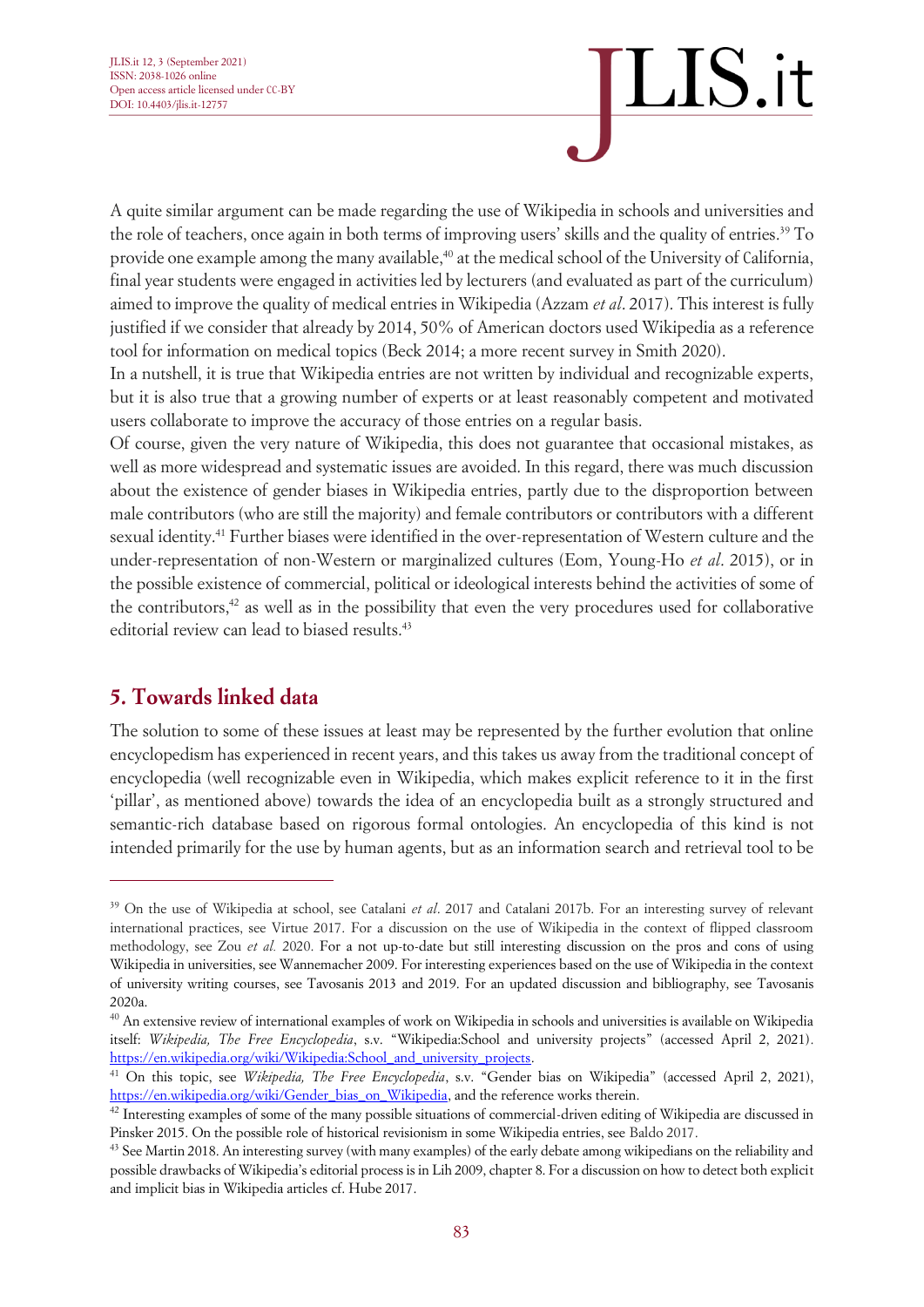A quite similar argument can be made regarding the use of Wikipedia in schools and universities and the role of teachers, once again in both terms of improving users' skills and the quality of entries.[39] To provide one example among the many available,[40] at the medical school of the University of California, final year students were engaged in activities led by lecturers (and evaluated as part of the curriculum) aimed to improve the quality of medical entries in Wikipedia (Azzam *et al*. 2017). This interest is fully justified if we consider that already by 2014, 50% of American doctors used Wikipedia as a reference tool for information on medical topics (Beck 2014; a more recent survey in Smith 2020).

In a nutshell, it is true that Wikipedia entries are not written by individual and recognizable experts, but it is also true that a growing number of experts or at least reasonably competent and motivated users collaborate to improve the accuracy of those entries on a regular basis.

Of course, given the very nature of Wikipedia, this does not guarantee that occasional mistakes, as well as more widespread and systematic issues are avoided. In this regard, there was much discussion about the existence of gender biases in Wikipedia entries, partly due to the disproportion between male contributors (who are still the majority) and female contributors or contributors with a different sexual identity.[41] Further biases were identified in the over-representation of Western culture and the under-representation of non-Western or marginalized cultures (Eom, Young-Ho *et al*. 2015), or in the possible existence of commercial, political or ideological interests behind the activities of some of the contributors,[42] as well as in the possibility that even the very procedures used for collaborative editorial review can lead to biased results.[43]

## 5. Towards linked data

The solution to some of these issues at least may be represented by the further evolution that online encyclopedism has experienced in recent years, and this takes us away from the traditional concept of encyclopedia (well recognizable even in Wikipedia, which makes explicit reference to it in the first 'pillar', as mentioned above) towards the idea of an encyclopedia built as a strongly structured and semantic-rich database based on rigorous formal ontologies. An encyclopedia of this kind is not intended primarily for the use by human agents, but as an information search and retrieval tool to be

---

[39] On the use of Wikipedia at school, see Catalani *et al*. 2017 and Catalani 2017b. For an interesting survey of relevant international practices, see Virtue 2017. For a discussion on the use of Wikipedia in the context of flipped classroom methodology, see Zou *et al.* 2020. For a not up-to-date but still interesting discussion on the pros and cons of using Wikipedia in universities, see Wannemacher 2009. For interesting experiences based on the use of Wikipedia in the context of university writing courses, see Tavosanis 2013 and 2019. For an updated discussion and bibliography, see Tavosanis 2020a.

[40] An extensive review of international examples of work on Wikipedia in schools and universities is available on Wikipedia itself: *Wikipedia, The Free Encyclopedia*, s.v. "Wikipedia:School and university projects" (accessed April 2, 2021). https://en.wikipedia.org/wiki/Wikipedia:School_and_university_projects.

[41] On this topic, see *Wikipedia, The Free Encyclopedia*, s.v. "Gender bias on Wikipedia" (accessed April 2, 2021), https://en.wikipedia.org/wiki/Gender_bias_on_Wikipedia, and the reference works therein.

[42] Interesting examples of some of the many possible situations of commercial-driven editing of Wikipedia are discussed in Pinsker 2015. On the possible role of historical revisionism in some Wikipedia entries, see Baldo 2017.

[43] See Martin 2018. An interesting survey (with many examples) of the early debate among wikipedians on the reliability and possible drawbacks of Wikipedia's editorial process is in Lih 2009, chapter 8. For a discussion on how to detect both explicit and implicit bias in Wikipedia articles cf. Hube 2017.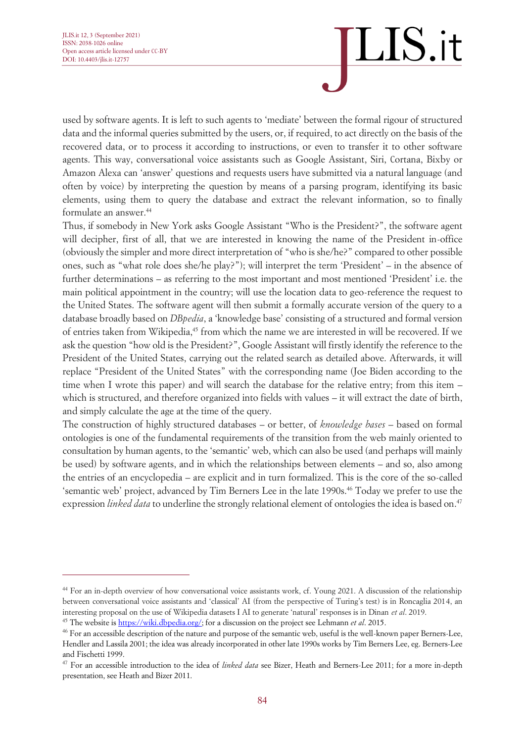used by software agents. It is left to such agents to 'mediate' between the formal rigour of structured data and the informal queries submitted by the users, or, if required, to act directly on the basis of the recovered data, or to process it according to instructions, or even to transfer it to other software agents. This way, conversational voice assistants such as Google Assistant, Siri, Cortana, Bixby or Amazon Alexa can 'answer' questions and requests users have submitted via a natural language (and often by voice) by interpreting the question by means of a parsing program, identifying its basic elements, using them to query the database and extract the relevant information, so to finally formulate an answer.[44]

Thus, if somebody in New York asks Google Assistant "Who is the President?", the software agent will decipher, first of all, that we are interested in knowing the name of the President in-office (obviously the simpler and more direct interpretation of "who is she/he?" compared to other possible ones, such as "what role does she/he play?"); will interpret the term 'President' – in the absence of further determinations – as referring to the most important and most mentioned 'President' i.e. the main political appointment in the country; will use the location data to geo-reference the request to the United States. The software agent will then submit a formally accurate version of the query to a database broadly based on *DBpedia*, a 'knowledge base' consisting of a structured and formal version of entries taken from Wikipedia,[45] from which the name we are interested in will be recovered. If we ask the question "how old is the President?", Google Assistant will firstly identify the reference to the President of the United States, carrying out the related search as detailed above. Afterwards, it will replace "President of the United States" with the corresponding name (Joe Biden according to the time when I wrote this paper) and will search the database for the relative entry; from this item – which is structured, and therefore organized into fields with values – it will extract the date of birth, and simply calculate the age at the time of the query.

The construction of highly structured databases – or better, of *knowledge bases* – based on formal ontologies is one of the fundamental requirements of the transition from the web mainly oriented to consultation by human agents, to the 'semantic' web, which can also be used (and perhaps will mainly be used) by software agents, and in which the relationships between elements – and so, also among the entries of an encyclopedia – are explicit and in turn formalized. This is the core of the so-called 'semantic web' project, advanced by Tim Berners Lee in the late 1990s.[46] Today we prefer to use the expression *linked data* to underline the strongly relational element of ontologies the idea is based on.[47]

---

[44] For an in-depth overview of how conversational voice assistants work, cf. Young 2021. A discussion of the relationship between conversational voice assistants and 'classical' AI (from the perspective of Turing's test) is in Roncaglia 2014, an interesting proposal on the use of Wikipedia datasets I AI to generate 'natural' responses is in Dinan *et al*. 2019.

[45] The website is https://wiki.dbpedia.org/; for a discussion on the project see Lehmann *et al*. 2015.

[46] For an accessible description of the nature and purpose of the semantic web, useful is the well-known paper Berners-Lee, Hendler and Lassila 2001; the idea was already incorporated in other late 1990s works by Tim Berners Lee, eg. Berners-Lee and Fischetti 1999.

[47] For an accessible introduction to the idea of *linked data* see Bizer, Heath and Berners-Lee 2011; for a more in-depth presentation, see Heath and Bizer 2011.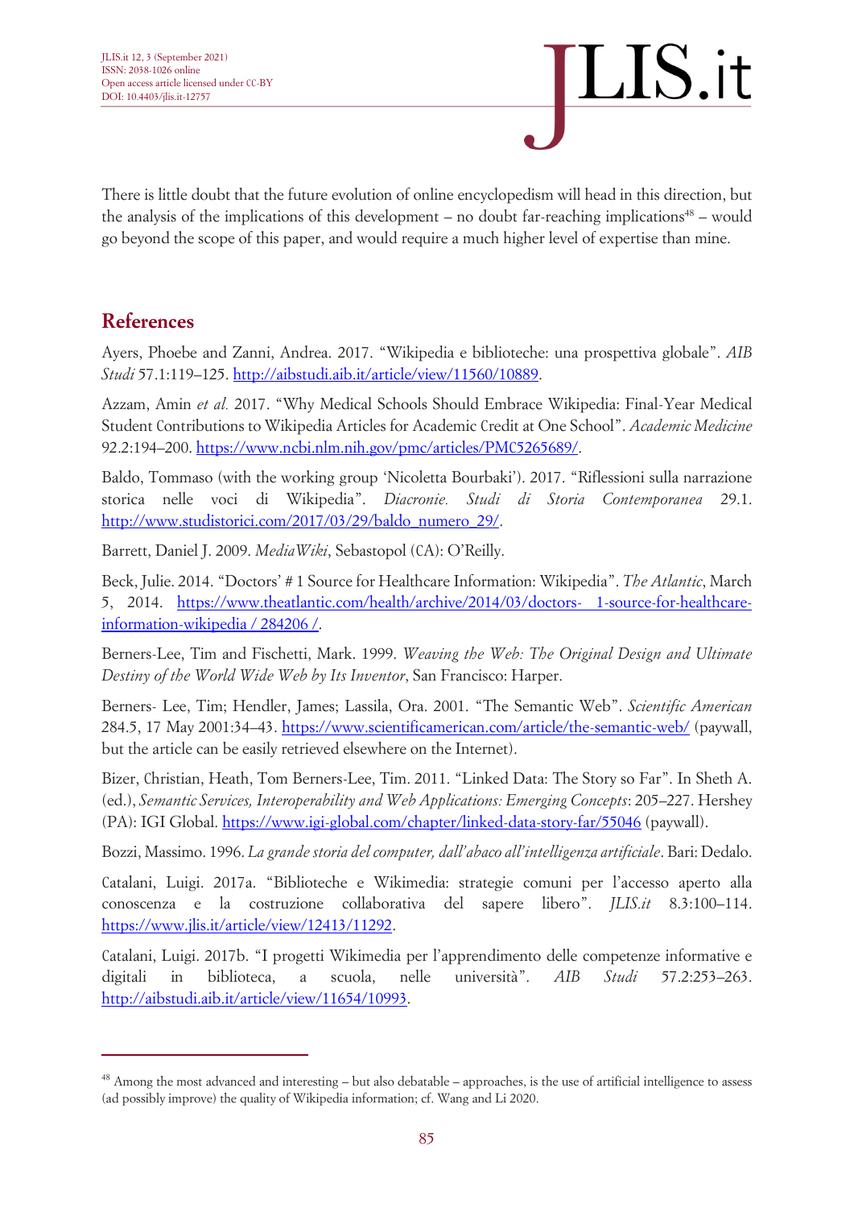There is little doubt that the future evolution of online encyclopedism will head in this direction, but the analysis of the implications of this development – no doubt far-reaching implications[48] – would go beyond the scope of this paper, and would require a much higher level of expertise than mine.

## References

Ayers, Phoebe and Zanni, Andrea. 2017. “Wikipedia e biblioteche: una prospettiva globale”. *AIB Studi* 57.1:119–125. http://aibstudi.aib.it/article/view/11560/10889.

Azzam, Amin *et al.* 2017. “Why Medical Schools Should Embrace Wikipedia: Final-Year Medical Student Contributions to Wikipedia Articles for Academic Credit at One School”. *Academic Medicine* 92.2:194–200. https://www.ncbi.nlm.nih.gov/pmc/articles/PMC5265689/.

Baldo, Tommaso (with the working group ‘Nicoletta Bourbaki’). 2017. “Riflessioni sulla narrazione storica nelle voci di Wikipedia”. *Diacronie. Studi di Storia Contemporanea* 29.1. http://www.studistorici.com/2017/03/29/baldo_numero_29/.

Barrett, Daniel J. 2009. *MediaWiki*, Sebastopol (CA): O’Reilly.

Beck, Julie. 2014. “Doctors’ # 1 Source for Healthcare Information: Wikipedia”. *The Atlantic*, March 5, 2014. https://www.theatlantic.com/health/archive/2014/03/doctors- 1-source-for-healthcare-information-wikipedia / 284206 /.

Berners-Lee, Tim and Fischetti, Mark. 1999. *Weaving the Web: The Original Design and Ultimate Destiny of the World Wide Web by Its Inventor*, San Francisco: Harper.

Berners- Lee, Tim; Hendler, James; Lassila, Ora. 2001. “The Semantic Web”. *Scientific American* 284.5, 17 May 2001:34–43. https://www.scientificamerican.com/article/the-semantic-web/ (paywall, but the article can be easily retrieved elsewhere on the Internet).

Bizer, Christian, Heath, Tom Berners-Lee, Tim. 2011. “Linked Data: The Story so Far”. In Sheth A. (ed.), *Semantic Services, Interoperability and Web Applications: Emerging Concepts*: 205–227. Hershey (PA): IGI Global. https://www.igi-global.com/chapter/linked-data-story-far/55046 (paywall).

Bozzi, Massimo. 1996. *La grande storia del computer, dall’abaco all’intelligenza artificiale*. Bari: Dedalo.

Catalani, Luigi. 2017a. “Biblioteche e Wikimedia: strategie comuni per l’accesso aperto alla conoscenza e la costruzione collaborativa del sapere libero”. *JLIS.it* 8.3:100–114. https://www.jlis.it/article/view/12413/11292.

Catalani, Luigi. 2017b. “I progetti Wikimedia per l’apprendimento delle competenze informative e digitali in biblioteca, a scuola, nelle università”. *AIB Studi* 57.2:253–263. http://aibstudi.aib.it/article/view/11654/10993.

---

[48] Among the most advanced and interesting – but also debatable – approaches, is the use of artificial intelligence to assess (ad possibly improve) the quality of Wikipedia information; cf. Wang and Li 2020.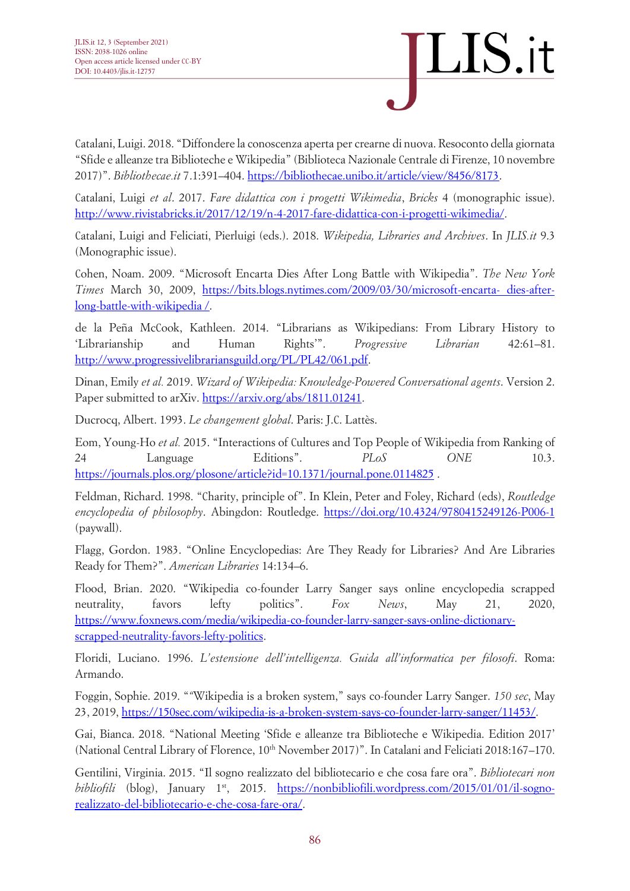Catalani, Luigi. 2018. "Diffondere la conoscenza aperta per crearne di nuova. Resoconto della giornata "Sfide e alleanze tra Biblioteche e Wikipedia" (Biblioteca Nazionale Centrale di Firenze, 10 novembre 2017)". *Bibliothecae.it* 7.1:391–404. https://bibliothecae.unibo.it/article/view/8456/8173.

Catalani, Luigi *et al*. 2017. *Fare didattica con i progetti Wikimedia*, *Bricks* 4 (monographic issue). http://www.rivistabricks.it/2017/12/19/n-4-2017-fare-didattica-con-i-progetti-wikimedia/.

Catalani, Luigi and Feliciati, Pierluigi (eds.). 2018. *Wikipedia, Libraries and Archives*. In *JLIS.it* 9.3 (Monographic issue).

Cohen, Noam. 2009. "Microsoft Encarta Dies After Long Battle with Wikipedia". *The New York Times* March 30, 2009, https://bits.blogs.nytimes.com/2009/03/30/microsoft-encarta- dies-after-long-battle-with-wikipedia /.

de la Peña McCook, Kathleen. 2014. "Librarians as Wikipedians: From Library History to 'Librarianship and Human Rights'". *Progressive Librarian* 42:61–81. http://www.progressivelibrariansguild.org/PL/PL42/061.pdf.

Dinan, Emily *et al.* 2019. *Wizard of Wikipedia: Knowledge-Powered Conversational agents*. Version 2. Paper submitted to arXiv. https://arxiv.org/abs/1811.01241.

Ducrocq, Albert. 1993. *Le changement global*. Paris: J.C. Lattès.

Eom, Young-Ho *et al.* 2015. "Interactions of Cultures and Top People of Wikipedia from Ranking of 24 Language Editions". *PLoS ONE* 10.3. https://journals.plos.org/plosone/article?id=10.1371/journal.pone.0114825 .

Feldman, Richard. 1998. "Charity, principle of". In Klein, Peter and Foley, Richard (eds), *Routledge encyclopedia of philosophy*. Abingdon: Routledge. https://doi.org/10.4324/9780415249126-P006-1 (paywall).

Flagg, Gordon. 1983. "Online Encyclopedias: Are They Ready for Libraries? And Are Libraries Ready for Them?". *American Libraries* 14:134–6.

Flood, Brian. 2020. "Wikipedia co-founder Larry Sanger says online encyclopedia scrapped neutrality, favors lefty politics". *Fox News*, May 21, 2020, https://www.foxnews.com/media/wikipedia-co-founder-larry-sanger-says-online-dictionary-scrapped-neutrality-favors-lefty-politics.

Floridi, Luciano. 1996. *L'estensione dell'intelligenza. Guida all'informatica per filosofi*. Roma: Armando.

Foggin, Sophie. 2019. ""Wikipedia is a broken system," says co-founder Larry Sanger. *150 sec*, May 23, 2019, https://150sec.com/wikipedia-is-a-broken-system-says-co-founder-larry-sanger/11453/.

Gai, Bianca. 2018. "National Meeting 'Sfide e alleanze tra Biblioteche e Wikipedia. Edition 2017' (National Central Library of Florence, 10th November 2017)". In Catalani and Feliciati 2018:167–170.

Gentilini, Virginia. 2015. "Il sogno realizzato del bibliotecario e che cosa fare ora". *Bibliotecari non bibliofili* (blog), January 1st, 2015. https://nonbibliofili.wordpress.com/2015/01/01/il-sogno-realizzato-del-bibliotecario-e-che-cosa-fare-ora/.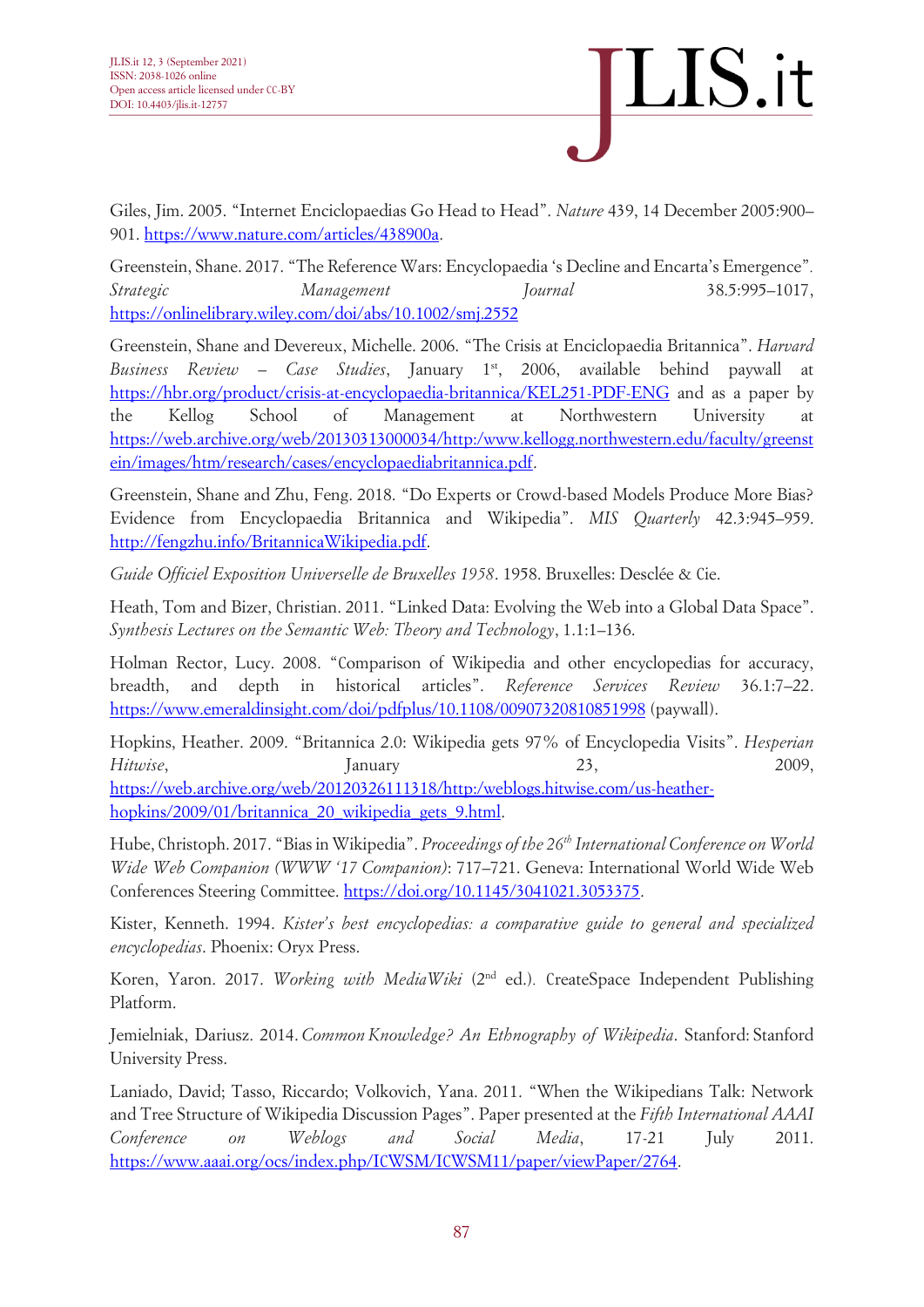Giles, Jim. 2005. "Internet Enciclopaedias Go Head to Head". *Nature* 439, 14 December 2005:900–901. https://www.nature.com/articles/438900a.

Greenstein, Shane. 2017. "The Reference Wars: Encyclopaedia 's Decline and Encarta's Emergence". *Strategic Management Journal* 38.5:995–1017, https://onlinelibrary.wiley.com/doi/abs/10.1002/smj.2552

Greenstein, Shane and Devereux, Michelle. 2006. "The Crisis at Enciclopaedia Britannica". *Harvard Business Review – Case Studies*, January 1st, 2006, available behind paywall at https://hbr.org/product/crisis-at-encyclopaedia-britannica/KEL251-PDF-ENG and as a paper by the Kellog School of Management at Northwestern University at https://web.archive.org/web/20130313000034/http:/www.kellogg.northwestern.edu/faculty/greenstein/images/htm/research/cases/encyclopaediabritannica.pdf.

Greenstein, Shane and Zhu, Feng. 2018. "Do Experts or Crowd-based Models Produce More Bias? Evidence from Encyclopaedia Britannica and Wikipedia". *MIS Quarterly* 42.3:945–959. http://fengzhu.info/BritannicaWikipedia.pdf.

*Guide Officiel Exposition Universelle de Bruxelles 1958*. 1958. Bruxelles: Desclée & Cie.

Heath, Tom and Bizer, Christian. 2011. "Linked Data: Evolving the Web into a Global Data Space". *Synthesis Lectures on the Semantic Web: Theory and Technology*, 1.1:1–136.

Holman Rector, Lucy. 2008. "Comparison of Wikipedia and other encyclopedias for accuracy, breadth, and depth in historical articles". *Reference Services Review* 36.1:7–22. https://www.emeraldinsight.com/doi/pdfplus/10.1108/00907320810851998 (paywall).

Hopkins, Heather. 2009. "Britannica 2.0: Wikipedia gets 97% of Encyclopedia Visits". *Hesperian Hitwise*, January 23, 2009, https://web.archive.org/web/20120326111318/http:/weblogs.hitwise.com/us-heather-hopkins/2009/01/britannica_20_wikipedia_gets_9.html.

Hube, Christoph. 2017. "Bias in Wikipedia". *Proceedings of the 26th International Conference on World Wide Web Companion (WWW '17 Companion)*: 717–721. Geneva: International World Wide Web Conferences Steering Committee. https://doi.org/10.1145/3041021.3053375.

Kister, Kenneth. 1994. *Kister's best encyclopedias: a comparative guide to general and specialized encyclopedias*. Phoenix: Oryx Press.

Koren, Yaron. 2017. *Working with MediaWiki* (2nd ed.). CreateSpace Independent Publishing Platform.

Jemielniak, Dariusz. 2014. *Common Knowledge? An Ethnography of Wikipedia*. Stanford: Stanford University Press.

Laniado, David; Tasso, Riccardo; Volkovich, Yana. 2011. "When the Wikipedians Talk: Network and Tree Structure of Wikipedia Discussion Pages". Paper presented at the *Fifth International AAAI Conference on Weblogs and Social Media*, 17-21 July 2011. https://www.aaai.org/ocs/index.php/ICWSM/ICWSM11/paper/viewPaper/2764.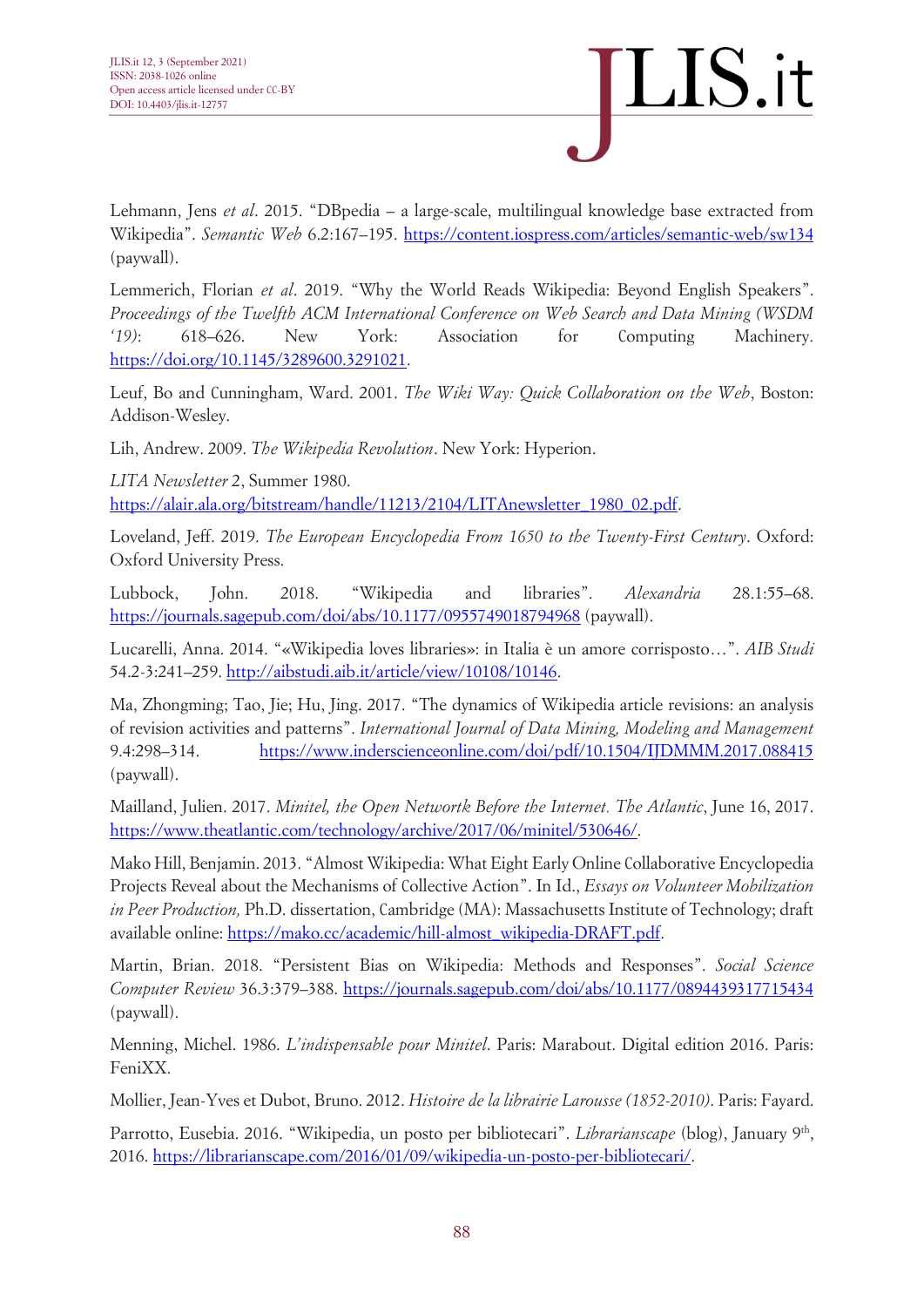Lehmann, Jens *et al*. 2015. "DBpedia – a large-scale, multilingual knowledge base extracted from Wikipedia". *Semantic Web* 6.2:167–195. https://content.iospress.com/articles/semantic-web/sw134 (paywall).

Lemmerich, Florian *et al*. 2019. "Why the World Reads Wikipedia: Beyond English Speakers". *Proceedings of the Twelfth ACM International Conference on Web Search and Data Mining (WSDM '19)*: 618–626. New York: Association for Computing Machinery. https://doi.org/10.1145/3289600.3291021.

Leuf, Bo and Cunningham, Ward. 2001. *The Wiki Way: Quick Collaboration on the Web*, Boston: Addison-Wesley.

Lih, Andrew. 2009. *The Wikipedia Revolution*. New York: Hyperion.

*LITA Newsletter* 2, Summer 1980. https://alair.ala.org/bitstream/handle/11213/2104/LITAnewsletter_1980_02.pdf.

Loveland, Jeff. 2019. *The European Encyclopedia From 1650 to the Twenty-First Century*. Oxford: Oxford University Press.

Lubbock, John. 2018. "Wikipedia and libraries". *Alexandria* 28.1:55–68. https://journals.sagepub.com/doi/abs/10.1177/0955749018794968 (paywall).

Lucarelli, Anna. 2014. "«Wikipedia loves libraries»: in Italia è un amore corrisposto…". *AIB Studi* 54.2-3:241–259. http://aibstudi.aib.it/article/view/10108/10146.

Ma, Zhongming; Tao, Jie; Hu, Jing. 2017. "The dynamics of Wikipedia article revisions: an analysis of revision activities and patterns". *International Journal of Data Mining, Modeling and Management* 9.4:298–314. https://www.inderscienceonline.com/doi/pdf/10.1504/IJDMMM.2017.088415 (paywall).

Mailland, Julien. 2017. *Minitel, the Open Networtk Before the Internet. The Atlantic*, June 16, 2017. https://www.theatlantic.com/technology/archive/2017/06/minitel/530646/.

Mako Hill, Benjamin. 2013. "Almost Wikipedia: What Eight Early Online Collaborative Encyclopedia Projects Reveal about the Mechanisms of Collective Action". In Id., *Essays on Volunteer Mobilization in Peer Production,* Ph.D. dissertation, Cambridge (MA): Massachusetts Institute of Technology; draft available online: https://mako.cc/academic/hill-almost_wikipedia-DRAFT.pdf.

Martin, Brian. 2018. "Persistent Bias on Wikipedia: Methods and Responses". *Social Science Computer Review* 36.3:379–388. https://journals.sagepub.com/doi/abs/10.1177/0894439317715434 (paywall).

Menning, Michel. 1986. *L'indispensable pour Minitel*. Paris: Marabout. Digital edition 2016. Paris: FeniXX.

Mollier, Jean-Yves et Dubot, Bruno. 2012. *Histoire de la librairie Larousse (1852-2010)*. Paris: Fayard.

Parrotto, Eusebia. 2016. "Wikipedia, un posto per bibliotecari". *Librarianscape* (blog), January 9th, 2016. https://librarianscape.com/2016/01/09/wikipedia-un-posto-per-bibliotecari/.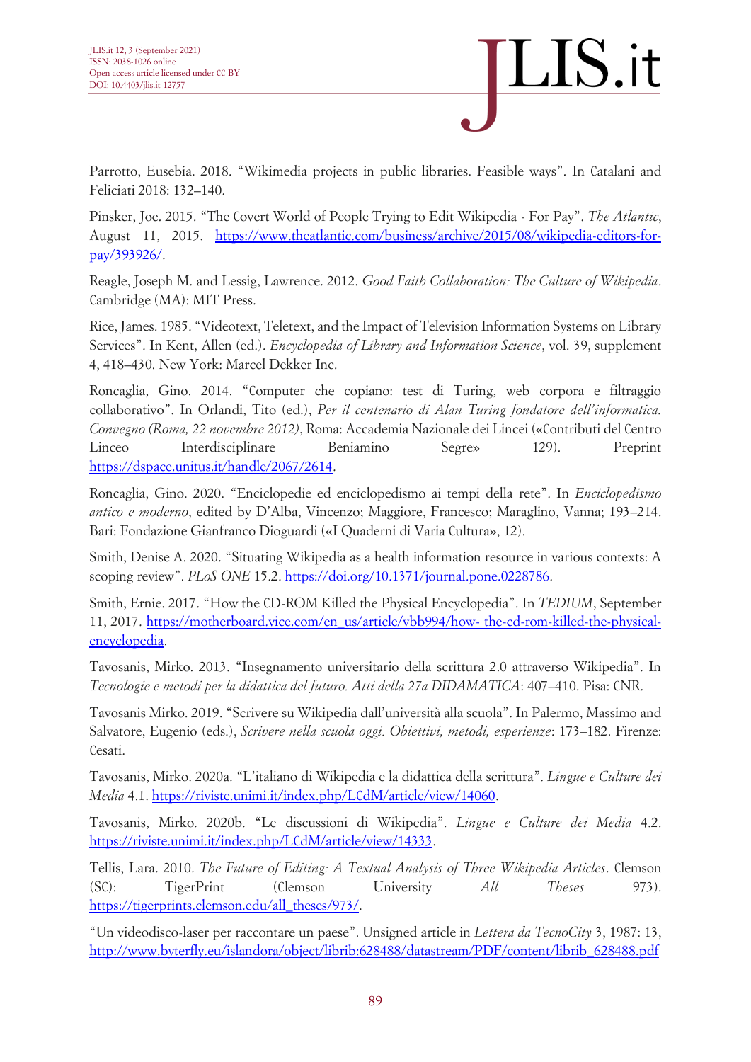Parrotto, Eusebia. 2018. “Wikimedia projects in public libraries. Feasible ways”. In Catalani and Feliciati 2018: 132–140.

Pinsker, Joe. 2015. “The Covert World of People Trying to Edit Wikipedia - For Pay”. *The Atlantic*, August 11, 2015. https://www.theatlantic.com/business/archive/2015/08/wikipedia-editors-for-pay/393926/.

Reagle, Joseph M. and Lessig, Lawrence. 2012. *Good Faith Collaboration: The Culture of Wikipedia*. Cambridge (MA): MIT Press.

Rice, James. 1985. “Videotext, Teletext, and the Impact of Television Information Systems on Library Services”. In Kent, Allen (ed.). *Encyclopedia of Library and Information Science*, vol. 39, supplement 4, 418–430. New York: Marcel Dekker Inc.

Roncaglia, Gino. 2014. “Computer che copiano: test di Turing, web corpora e filtraggio collaborativo”. In Orlandi, Tito (ed.), *Per il centenario di Alan Turing fondatore dell'informatica. Convegno (Roma, 22 novembre 2012)*, Roma: Accademia Nazionale dei Lincei («Contributi del Centro Linceo Interdisciplinare Beniamino Segre» 129). Preprint https://dspace.unitus.it/handle/2067/2614.

Roncaglia, Gino. 2020. “Enciclopedie ed enciclopedismo ai tempi della rete”. In *Enciclopedismo antico e moderno*, edited by D'Alba, Vincenzo; Maggiore, Francesco; Maraglino, Vanna; 193–214. Bari: Fondazione Gianfranco Dioguardi («I Quaderni di Varia Cultura», 12).

Smith, Denise A. 2020. “Situating Wikipedia as a health information resource in various contexts: A scoping review”. *PLoS ONE* 15.2. https://doi.org/10.1371/journal.pone.0228786.

Smith, Ernie. 2017. “How the CD-ROM Killed the Physical Encyclopedia”. In *TEDIUM*, September 11, 2017. https://motherboard.vice.com/en_us/article/vbb994/how- the-cd-rom-killed-the-physical-encyclopedia.

Tavosanis, Mirko. 2013. “Insegnamento universitario della scrittura 2.0 attraverso Wikipedia”. In *Tecnologie e metodi per la didattica del futuro. Atti della 27a DIDAMATICA*: 407–410. Pisa: CNR.

Tavosanis Mirko. 2019. “Scrivere su Wikipedia dall'università alla scuola”. In Palermo, Massimo and Salvatore, Eugenio (eds.), *Scrivere nella scuola oggi. Obiettivi, metodi, esperienze*: 173–182. Firenze: Cesati.

Tavosanis, Mirko. 2020a. “L'italiano di Wikipedia e la didattica della scrittura”. *Lingue e Culture dei Media* 4.1. https://riviste.unimi.it/index.php/LCdM/article/view/14060.

Tavosanis, Mirko. 2020b. “Le discussioni di Wikipedia”. *Lingue e Culture dei Media* 4.2. https://riviste.unimi.it/index.php/LCdM/article/view/14333.

Tellis, Lara. 2010. *The Future of Editing: A Textual Analysis of Three Wikipedia Articles*. Clemson (SC): TigerPrint (Clemson University *All Theses* 973). https://tigerprints.clemson.edu/all_theses/973/.

“Un videodisco-laser per raccontare un paese”. Unsigned article in *Lettera da TecnoCity* 3, 1987: 13, http://www.byterfly.eu/islandora/object/librib:628488/datastream/PDF/content/librib_628488.pdf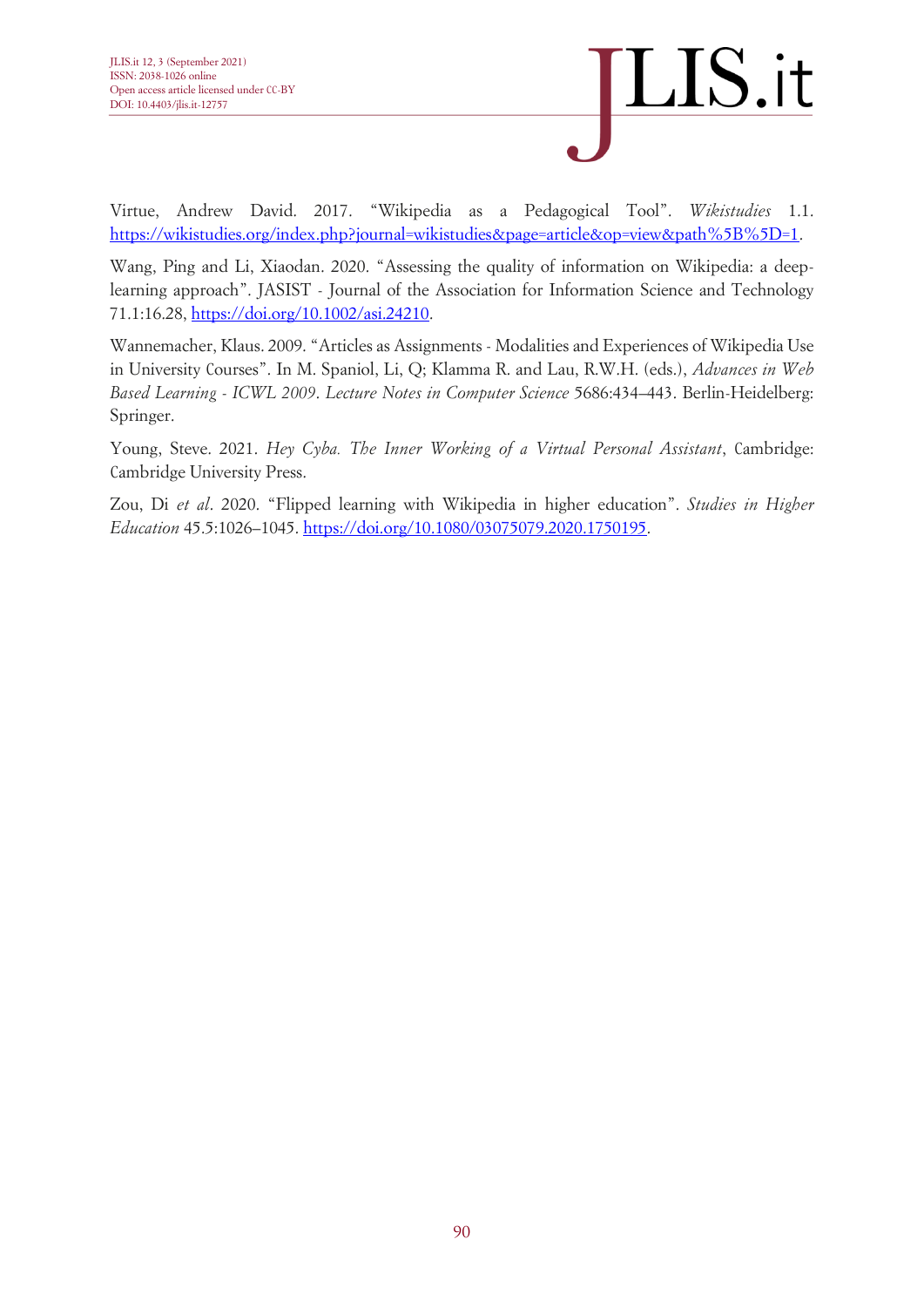Virtue, Andrew David. 2017. "Wikipedia as a Pedagogical Tool". *Wikistudies* 1.1. https://wikistudies.org/index.php?journal=wikistudies&page=article&op=view&path%5B%5D=1.

Wang, Ping and Li, Xiaodan. 2020. "Assessing the quality of information on Wikipedia: a deep-learning approach". JASIST - Journal of the Association for Information Science and Technology 71.1:16.28, https://doi.org/10.1002/asi.24210.

Wannemacher, Klaus. 2009. "Articles as Assignments - Modalities and Experiences of Wikipedia Use in University Courses". In M. Spaniol, Li, Q; Klamma R. and Lau, R.W.H. (eds.), *Advances in Web Based Learning - ICWL 2009. Lecture Notes in Computer Science* 5686:434–443. Berlin-Heidelberg: Springer.

Young, Steve. 2021. *Hey Cyba. The Inner Working of a Virtual Personal Assistant*, Cambridge: Cambridge University Press.

Zou, Di *et al*. 2020. "Flipped learning with Wikipedia in higher education". *Studies in Higher Education* 45.5:1026–1045. https://doi.org/10.1080/03075079.2020.1750195.